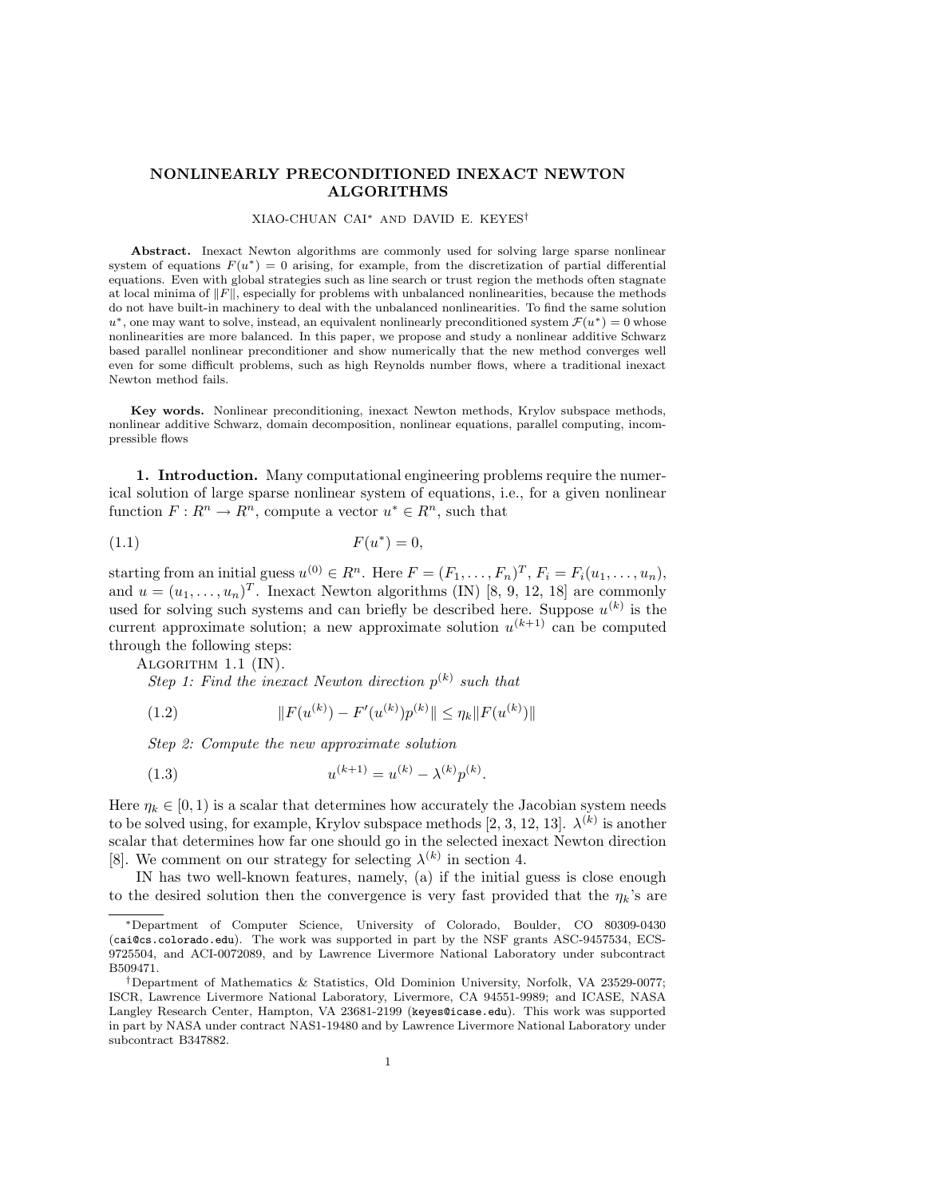# NONLINEARLY PRECONDITIONED INEXACT NEWTON ALGORITHMS

XIAO-CHUAN CAI* AND DAVID E. KEYES†

**Abstract.** Inexact Newton algorithms are commonly used for solving large sparse nonlinear system of equations $F(u^*) = 0$ arising, for example, from the discretization of partial differential equations. Even with global strategies such as line search or trust region the methods often stagnate at local minima of $\|F\|$, especially for problems with unbalanced nonlinearities, because the methods do not have built-in machinery to deal with the unbalanced nonlinearities. To find the same solution $u^*$, one may want to solve, instead, an equivalent nonlinearly preconditioned system $\mathcal{F}(u^*) = 0$ whose nonlinearities are more balanced. In this paper, we propose and study a nonlinear additive Schwarz based parallel nonlinear preconditioner and show numerically that the new method converges well even for some difficult problems, such as high Reynolds number flows, where a traditional inexact Newton method fails.

**Key words.** Nonlinear preconditioning, inexact Newton methods, Krylov subspace methods, nonlinear additive Schwarz, domain decomposition, nonlinear equations, parallel computing, incompressible flows

## 1. Introduction.

Many computational engineering problems require the numerical solution of large sparse nonlinear system of equations, i.e., for a given nonlinear function $F : R^n \to R^n$, compute a vector $u^* \in R^n$, such that

$$F(u^*) = 0, \tag{1.1}$$

starting from an initial guess $u^{(0)} \in R^n$. Here $F = (F_1, \dots, F_n)^T$, $F_i = F_i(u_1, \dots, u_n)$, and $u = (u_1, \dots, u_n)^T$. Inexact Newton algorithms (IN) [8, 9, 12, 18] are commonly used for solving such systems and can briefly be described here. Suppose $u^{(k)}$ is the current approximate solution; a new approximate solution $u^{(k+1)}$ can be computed through the following steps:

ALGORITHM 1.1 (IN).

*Step 1: Find the inexact Newton direction $p^{(k)}$ such that*

$$\|F(u^{(k)}) - F'(u^{(k)})p^{(k)}\| \le \eta_k \|F(u^{(k)})\| \tag{1.2}$$

*Step 2: Compute the new approximate solution*

$$u^{(k+1)} = u^{(k)} - \lambda^{(k)} p^{(k)}. \tag{1.3}$$

Here $\eta_k \in [0, 1)$ is a scalar that determines how accurately the Jacobian system needs to be solved using, for example, Krylov subspace methods [2, 3, 12, 13]. $\lambda^{(k)}$ is another scalar that determines how far one should go in the selected inexact Newton direction [8]. We comment on our strategy for selecting $\lambda^{(k)}$ in section 4.

IN has two well-known features, namely, (a) if the initial guess is close enough to the desired solution then the convergence is very fast provided that the $\eta_k$'s are

---

*Department of Computer Science, University of Colorado, Boulder, CO 80309-0430 (cai@cs.colorado.edu). The work was supported in part by the NSF grants ASC-9457534, ECS-9725504, and ACI-0072089, and by Lawrence Livermore National Laboratory under subcontract B509471.

†Department of Mathematics & Statistics, Old Dominion University, Norfolk, VA 23529-0077; ISCR, Lawrence Livermore National Laboratory, Livermore, CA 94551-9989; and ICASE, NASA Langley Research Center, Hampton, VA 23681-2199 (keyes@icase.edu). This work was supported in part by NASA under contract NAS1-19480 and by Lawrence Livermore National Laboratory under subcontract B347882.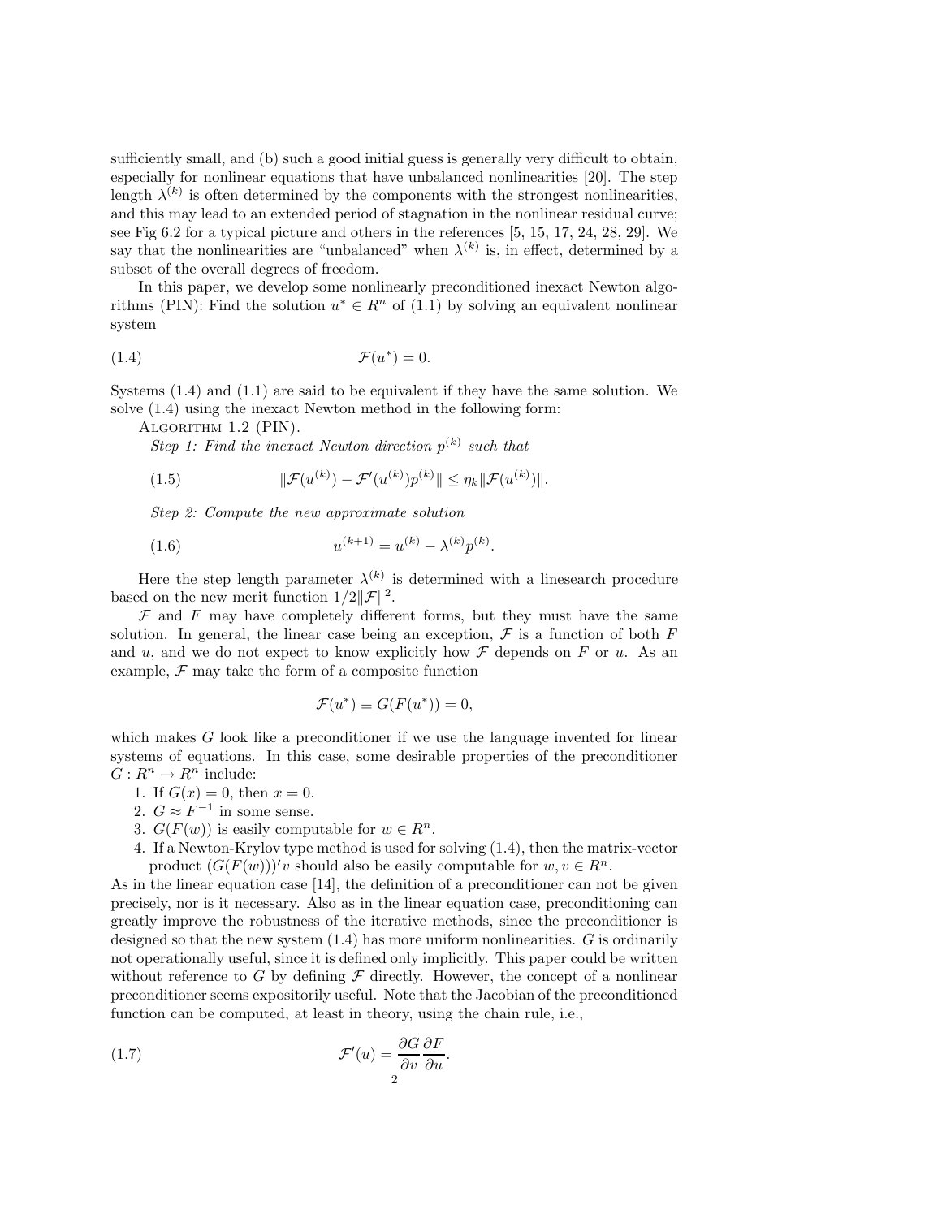sufficiently small, and (b) such a good initial guess is generally very difficult to obtain, especially for nonlinear equations that have unbalanced nonlinearities [20]. The step length $\lambda^{(k)}$ is often determined by the components with the strongest nonlinearities, and this may lead to an extended period of stagnation in the nonlinear residual curve; see Fig 6.2 for a typical picture and others in the references [5, 15, 17, 24, 28, 29]. We say that the nonlinearities are "unbalanced" when $\lambda^{(k)}$ is, in effect, determined by a subset of the overall degrees of freedom.

In this paper, we develop some nonlinearly preconditioned inexact Newton algorithms (PIN): Find the solution $u^* \in R^n$ of (1.1) by solving an equivalent nonlinear system

$$\mathcal{F}(u^*) = 0. \tag{1.4}$$

Systems (1.4) and (1.1) are said to be equivalent if they have the same solution. We solve (1.4) using the inexact Newton method in the following form:

Algorithm 1.2 (PIN).

*Step 1: Find the inexact Newton direction $p^{(k)}$ such that*

$$\|\mathcal{F}(u^{(k)}) - \mathcal{F}'(u^{(k)})p^{(k)}\| \le \eta_k \|\mathcal{F}(u^{(k)})\|. \tag{1.5}$$

*Step 2: Compute the new approximate solution*

$$u^{(k+1)} = u^{(k)} - \lambda^{(k)} p^{(k)}. \tag{1.6}$$

Here the step length parameter $\lambda^{(k)}$ is determined with a linesearch procedure based on the new merit function $1/2\|\mathcal{F}\|^2$.

$\mathcal{F}$ and $F$ may have completely different forms, but they must have the same solution. In general, the linear case being an exception, $\mathcal{F}$ is a function of both $F$ and $u$, and we do not expect to know explicitly how $\mathcal{F}$ depends on $F$ or $u$. As an example, $\mathcal{F}$ may take the form of a composite function

$$\mathcal{F}(u^*) \equiv G(F(u^*)) = 0,$$

which makes $G$ look like a preconditioner if we use the language invented for linear systems of equations. In this case, some desirable properties of the preconditioner $G : R^n \to R^n$ include:

1. If $G(x) = 0$, then $x = 0$.
2. $G \approx F^{-1}$ in some sense.
3. $G(F(w))$ is easily computable for $w \in R^n$.
4. If a Newton-Krylov type method is used for solving (1.4), then the matrix-vector product $(G(F(w)))'v$ should also be easily computable for $w, v \in R^n$.

As in the linear equation case [14], the definition of a preconditioner can not be given precisely, nor is it necessary. Also as in the linear equation case, preconditioning can greatly improve the robustness of the iterative methods, since the preconditioner is designed so that the new system (1.4) has more uniform nonlinearities. $G$ is ordinarily not operationally useful, since it is defined only implicitly. This paper could be written without reference to $G$ by defining $\mathcal{F}$ directly. However, the concept of a nonlinear preconditioner seems expositorily useful. Note that the Jacobian of the preconditioned function can be computed, at least in theory, using the chain rule, i.e.,

$$\mathcal{F}'(u) = \frac{\partial G}{\partial v}\frac{\partial F}{\partial u}. \tag{1.7}$$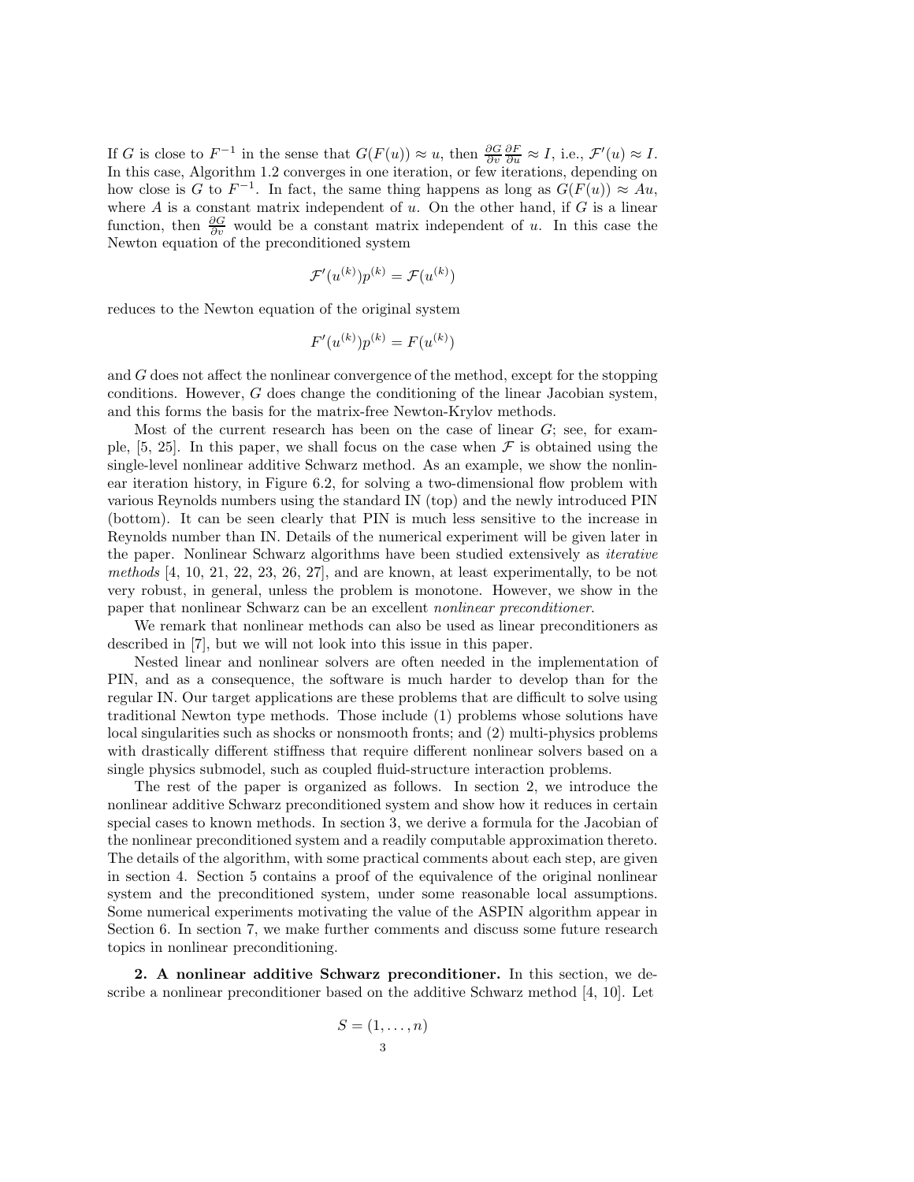If $G$ is close to $F^{-1}$ in the sense that $G(F(u)) \approx u$, then $\frac{\partial G}{\partial v}\frac{\partial F}{\partial u} \approx I$, i.e., $\mathcal{F}'(u) \approx I$. In this case, Algorithm 1.2 converges in one iteration, or few iterations, depending on how close is $G$ to $F^{-1}$. In fact, the same thing happens as long as $G(F(u)) \approx Au$, where $A$ is a constant matrix independent of $u$. On the other hand, if $G$ is a linear function, then $\frac{\partial G}{\partial v}$ would be a constant matrix independent of $u$. In this case the Newton equation of the preconditioned system

$$\mathcal{F}'(u^{(k)})p^{(k)} = \mathcal{F}(u^{(k)})$$

reduces to the Newton equation of the original system

$$F'(u^{(k)})p^{(k)} = F(u^{(k)})$$

and $G$ does not affect the nonlinear convergence of the method, except for the stopping conditions. However, $G$ does change the conditioning of the linear Jacobian system, and this forms the basis for the matrix-free Newton-Krylov methods.

Most of the current research has been on the case of linear $G$; see, for example, [5, 25]. In this paper, we shall focus on the case when $\mathcal{F}$ is obtained using the single-level nonlinear additive Schwarz method. As an example, we show the nonlinear iteration history, in Figure 6.2, for solving a two-dimensional flow problem with various Reynolds numbers using the standard IN (top) and the newly introduced PIN (bottom). It can be seen clearly that PIN is much less sensitive to the increase in Reynolds number than IN. Details of the numerical experiment will be given later in the paper. Nonlinear Schwarz algorithms have been studied extensively as *iterative methods* [4, 10, 21, 22, 23, 26, 27], and are known, at least experimentally, to be not very robust, in general, unless the problem is monotone. However, we show in the paper that nonlinear Schwarz can be an excellent *nonlinear preconditioner*.

We remark that nonlinear methods can also be used as linear preconditioners as described in [7], but we will not look into this issue in this paper.

Nested linear and nonlinear solvers are often needed in the implementation of PIN, and as a consequence, the software is much harder to develop than for the regular IN. Our target applications are these problems that are difficult to solve using traditional Newton type methods. Those include (1) problems whose solutions have local singularities such as shocks or nonsmooth fronts; and (2) multi-physics problems with drastically different stiffness that require different nonlinear solvers based on a single physics submodel, such as coupled fluid-structure interaction problems.

The rest of the paper is organized as follows. In section 2, we introduce the nonlinear additive Schwarz preconditioned system and show how it reduces in certain special cases to known methods. In section 3, we derive a formula for the Jacobian of the nonlinear preconditioned system and a readily computable approximation thereto. The details of the algorithm, with some practical comments about each step, are given in section 4. Section 5 contains a proof of the equivalence of the original nonlinear system and the preconditioned system, under some reasonable local assumptions. Some numerical experiments motivating the value of the ASPIN algorithm appear in Section 6. In section 7, we make further comments and discuss some future research topics in nonlinear preconditioning.

**2. A nonlinear additive Schwarz preconditioner.** In this section, we describe a nonlinear preconditioner based on the additive Schwarz method [4, 10]. Let

$$S = (1, \ldots, n)$$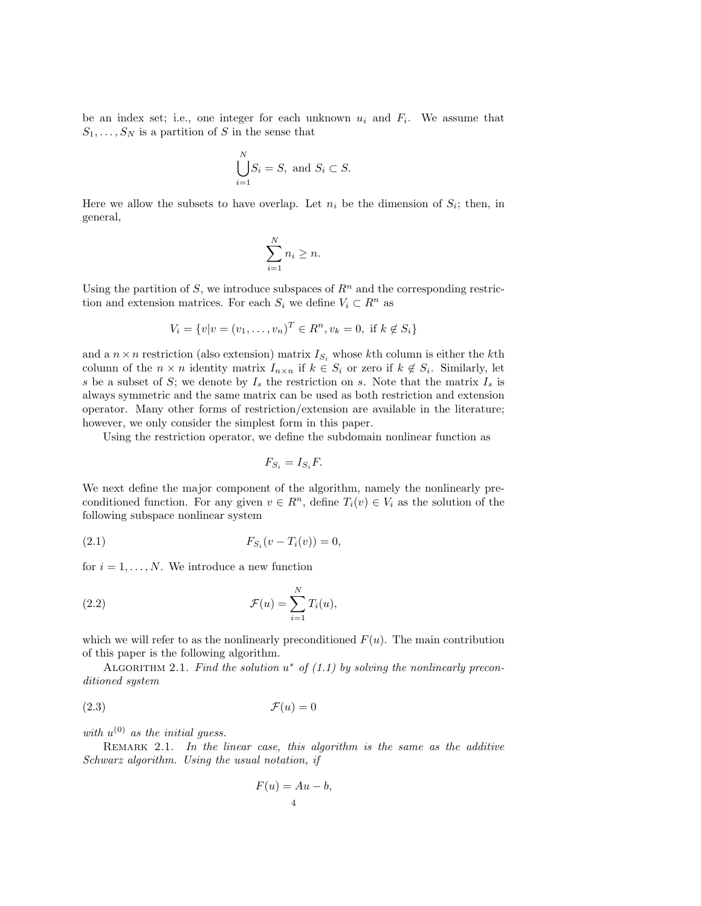be an index set; i.e., one integer for each unknown $u_i$ and $F_i$. We assume that $S_1, \ldots, S_N$ is a partition of $S$ in the sense that

$$\bigcup_{i=1}^{N} S_i = S, \text{ and } S_i \subset S.$$

Here we allow the subsets to have overlap. Let $n_i$ be the dimension of $S_i$; then, in general,

$$\sum_{i=1}^{N} n_i \geq n.$$

Using the partition of $S$, we introduce subspaces of $R^n$ and the corresponding restriction and extension matrices. For each $S_i$ we define $V_i \subset R^n$ as

$$V_i = \{v | v = (v_1, \ldots, v_n)^T \in R^n, v_k = 0, \text{ if } k \notin S_i\}$$

and a $n \times n$ restriction (also extension) matrix $I_{S_i}$ whose $k$th column is either the $k$th column of the $n \times n$ identity matrix $I_{n \times n}$ if $k \in S_i$ or zero if $k \notin S_i$. Similarly, let $s$ be a subset of $S$; we denote by $I_s$ the restriction on $s$. Note that the matrix $I_s$ is always symmetric and the same matrix can be used as both restriction and extension operator. Many other forms of restriction/extension are available in the literature; however, we only consider the simplest form in this paper.

Using the restriction operator, we define the subdomain nonlinear function as

$$F_{S_i} = I_{S_i} F.$$

We next define the major component of the algorithm, namely the nonlinearly preconditioned function. For any given $v \in R^n$, define $T_i(v) \in V_i$ as the solution of the following subspace nonlinear system

$$F_{S_i}(v - T_i(v)) = 0, \tag{2.1}$$

for $i = 1, \ldots, N$. We introduce a new function

$$\mathcal{F}(u) = \sum_{i=1}^{N} T_i(u), \tag{2.2}$$

which we will refer to as the nonlinearly preconditioned $F(u)$. The main contribution of this paper is the following algorithm.

ALGORITHM 2.1. *Find the solution $u^*$ of (1.1) by solving the nonlinearly preconditioned system*

$$\mathcal{F}(u) = 0 \tag{2.3}$$

*with $u^{(0)}$ as the initial guess.*

REMARK 2.1. *In the linear case, this algorithm is the same as the additive Schwarz algorithm. Using the usual notation, if*

$$F(u) = Au - b,$$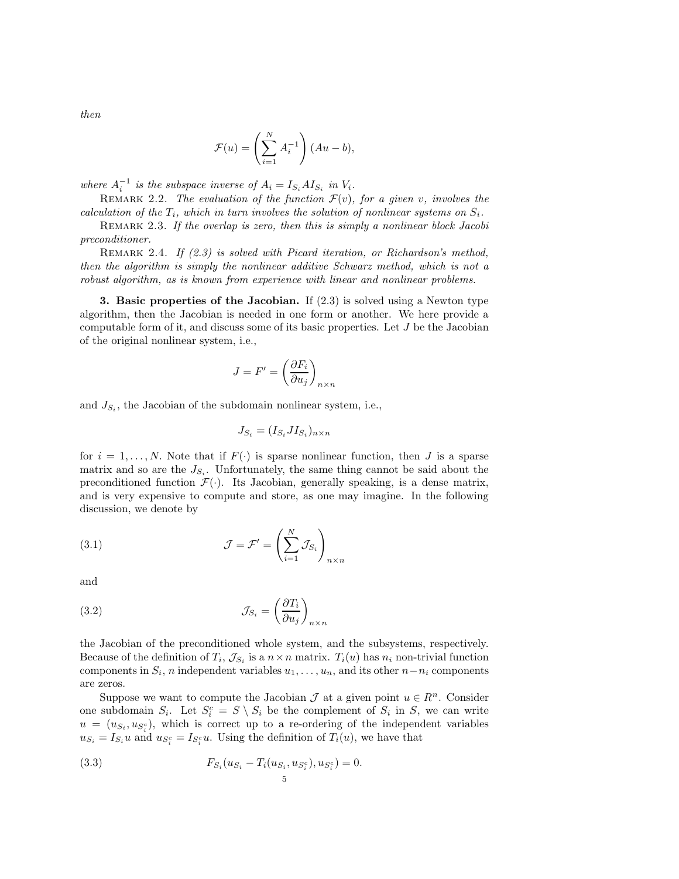*then*

$$\mathcal{F}(u) = \left( \sum_{i=1}^{N} A_i^{-1} \right) (Au - b),$$

*where $A_i^{-1}$ is the subspace inverse of $A_i = I_{S_i} A I_{S_i}$ in $V_i$.*

REMARK 2.2. *The evaluation of the function $\mathcal{F}(v)$, for a given $v$, involves the calculation of the $T_i$, which in turn involves the solution of nonlinear systems on $S_i$.*

REMARK 2.3. *If the overlap is zero, then this is simply a nonlinear block Jacobi preconditioner.*

REMARK 2.4. *If (2.3) is solved with Picard iteration, or Richardson's method, then the algorithm is simply the nonlinear additive Schwarz method, which is not a robust algorithm, as is known from experience with linear and nonlinear problems.*

**3. Basic properties of the Jacobian.** If (2.3) is solved using a Newton type algorithm, then the Jacobian is needed in one form or another. We here provide a computable form of it, and discuss some of its basic properties. Let $J$ be the Jacobian of the original nonlinear system, i.e.,

$$J = F' = \left( \frac{\partial F_i}{\partial u_j} \right)_{n \times n}$$

and $J_{S_i}$, the Jacobian of the subdomain nonlinear system, i.e.,

$$J_{S_i} = (I_{S_i} J I_{S_i})_{n \times n}$$

for $i = 1, \ldots, N$. Note that if $F(\cdot)$ is sparse nonlinear function, then $J$ is a sparse matrix and so are the $J_{S_i}$. Unfortunately, the same thing cannot be said about the preconditioned function $\mathcal{F}(\cdot)$. Its Jacobian, generally speaking, is a dense matrix, and is very expensive to compute and store, as one may imagine. In the following discussion, we denote by

$$\mathcal{J} = \mathcal{F}' = \left( \sum_{i=1}^{N} \mathcal{J}_{S_i} \right)_{n \times n} \tag{3.1}$$

and

$$\mathcal{J}_{S_i} = \left( \frac{\partial T_i}{\partial u_j} \right)_{n \times n} \tag{3.2}$$

the Jacobian of the preconditioned whole system, and the subsystems, respectively. Because of the definition of $T_i$, $\mathcal{J}_{S_i}$ is a $n \times n$ matrix. $T_i(u)$ has $n_i$ non-trivial function components in $S_i$, $n$ independent variables $u_1, \ldots, u_n$, and its other $n - n_i$ components are zeros.

Suppose we want to compute the Jacobian $\mathcal{J}$ at a given point $u \in R^n$. Consider one subdomain $S_i$. Let $S_i^c = S \setminus S_i$ be the complement of $S_i$ in $S$, we can write $u = (u_{S_i}, u_{S_i^c})$, which is correct up to a re-ordering of the independent variables $u_{S_i} = I_{S_i} u$ and $u_{S_i^c} = I_{S_i^c} u$. Using the definition of $T_i(u)$, we have that

$$F_{S_i}(u_{S_i} - T_i(u_{S_i}, u_{S_i^c}), u_{S_i^c}) = 0. \tag{3.3}$$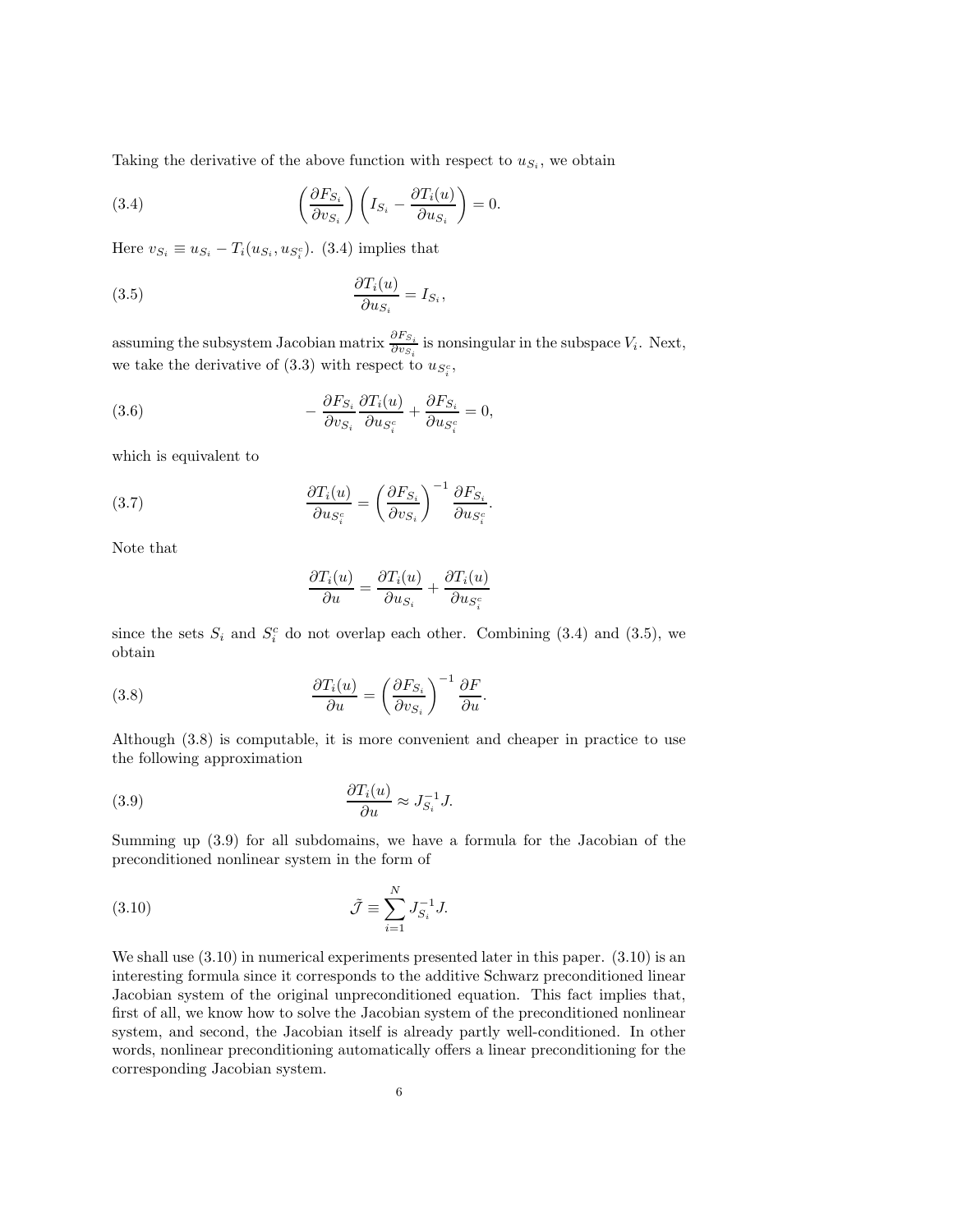Taking the derivative of the above function with respect to $u_{S_i}$, we obtain

$$\left(\frac{\partial F_{S_i}}{\partial v_{S_i}}\right)\left(I_{S_i} - \frac{\partial T_i(u)}{\partial u_{S_i}}\right) = 0. \tag{3.4}$$

Here $v_{S_i} \equiv u_{S_i} - T_i(u_{S_i}, u_{S_i^c})$. (3.4) implies that

$$\frac{\partial T_i(u)}{\partial u_{S_i}} = I_{S_i}, \tag{3.5}$$

assuming the subsystem Jacobian matrix $\frac{\partial F_{S_i}}{\partial v_{S_i}}$ is nonsingular in the subspace $V_i$. Next, we take the derivative of (3.3) with respect to $u_{S_i^c}$,

$$-\frac{\partial F_{S_i}}{\partial v_{S_i}}\frac{\partial T_i(u)}{\partial u_{S_i^c}} + \frac{\partial F_{S_i}}{\partial u_{S_i^c}} = 0, \tag{3.6}$$

which is equivalent to

$$\frac{\partial T_i(u)}{\partial u_{S_i^c}} = \left(\frac{\partial F_{S_i}}{\partial v_{S_i}}\right)^{-1}\frac{\partial F_{S_i}}{\partial u_{S_i^c}}. \tag{3.7}$$

Note that

$$\frac{\partial T_i(u)}{\partial u} = \frac{\partial T_i(u)}{\partial u_{S_i}} + \frac{\partial T_i(u)}{\partial u_{S_i^c}}$$

since the sets $S_i$ and $S_i^c$ do not overlap each other. Combining (3.4) and (3.5), we obtain

$$\frac{\partial T_i(u)}{\partial u} = \left(\frac{\partial F_{S_i}}{\partial v_{S_i}}\right)^{-1}\frac{\partial F}{\partial u}. \tag{3.8}$$

Although (3.8) is computable, it is more convenient and cheaper in practice to use the following approximation

$$\frac{\partial T_i(u)}{\partial u} \approx J_{S_i}^{-1}J. \tag{3.9}$$

Summing up (3.9) for all subdomains, we have a formula for the Jacobian of the preconditioned nonlinear system in the form of

$$\tilde{\mathcal{J}} \equiv \sum_{i=1}^{N} J_{S_i}^{-1}J. \tag{3.10}$$

We shall use (3.10) in numerical experiments presented later in this paper. (3.10) is an interesting formula since it corresponds to the additive Schwarz preconditioned linear Jacobian system of the original unpreconditioned equation. This fact implies that, first of all, we know how to solve the Jacobian system of the preconditioned nonlinear system, and second, the Jacobian itself is already partly well-conditioned. In other words, nonlinear preconditioning automatically offers a linear preconditioning for the corresponding Jacobian system.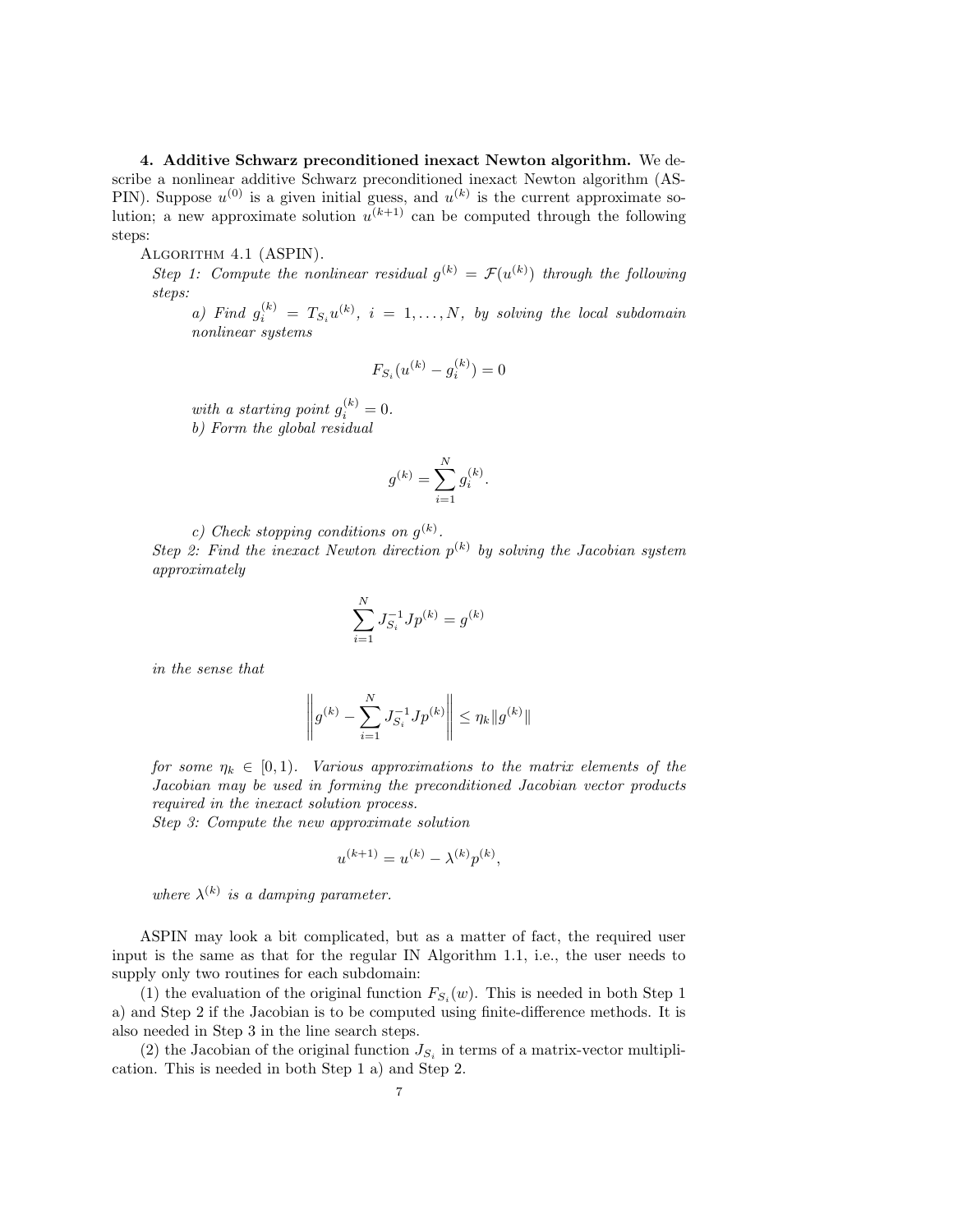**4. Additive Schwarz preconditioned inexact Newton algorithm.** We describe a nonlinear additive Schwarz preconditioned inexact Newton algorithm (ASPIN). Suppose $u^{(0)}$ is a given initial guess, and $u^{(k)}$ is the current approximate solution; a new approximate solution $u^{(k+1)}$ can be computed through the following steps:

ALGORITHM 4.1 (ASPIN).

*Step 1: Compute the nonlinear residual $g^{(k)} = \mathcal{F}(u^{(k)})$ through the following steps:*

*a) Find $g_i^{(k)} = T_{S_i} u^{(k)}$, $i = 1, \ldots, N$, by solving the local subdomain nonlinear systems*

$$F_{S_i}(u^{(k)} - g_i^{(k)}) = 0$$

*with a starting point $g_i^{(k)} = 0$.*

*b) Form the global residual*

$$g^{(k)} = \sum_{i=1}^{N} g_i^{(k)}.$$

*c) Check stopping conditions on $g^{(k)}$.*

*Step 2: Find the inexact Newton direction $p^{(k)}$ by solving the Jacobian system approximately*

$$\sum_{i=1}^{N} J_{S_i}^{-1} J p^{(k)} = g^{(k)}$$

*in the sense that*

$$\left\| g^{(k)} - \sum_{i=1}^{N} J_{S_i}^{-1} J p^{(k)} \right\| \leq \eta_k \| g^{(k)} \|$$

*for some $\eta_k \in [0, 1)$. Various approximations to the matrix elements of the Jacobian may be used in forming the preconditioned Jacobian vector products required in the inexact solution process.*

*Step 3: Compute the new approximate solution*

$$u^{(k+1)} = u^{(k)} - \lambda^{(k)} p^{(k)},$$

*where $\lambda^{(k)}$ is a damping parameter.*

ASPIN may look a bit complicated, but as a matter of fact, the required user input is the same as that for the regular IN Algorithm 1.1, i.e., the user needs to supply only two routines for each subdomain:

(1) the evaluation of the original function $F_{S_i}(w)$. This is needed in both Step 1 a) and Step 2 if the Jacobian is to be computed using finite-difference methods. It is also needed in Step 3 in the line search steps.

(2) the Jacobian of the original function $J_{S_i}$ in terms of a matrix-vector multiplication. This is needed in both Step 1 a) and Step 2.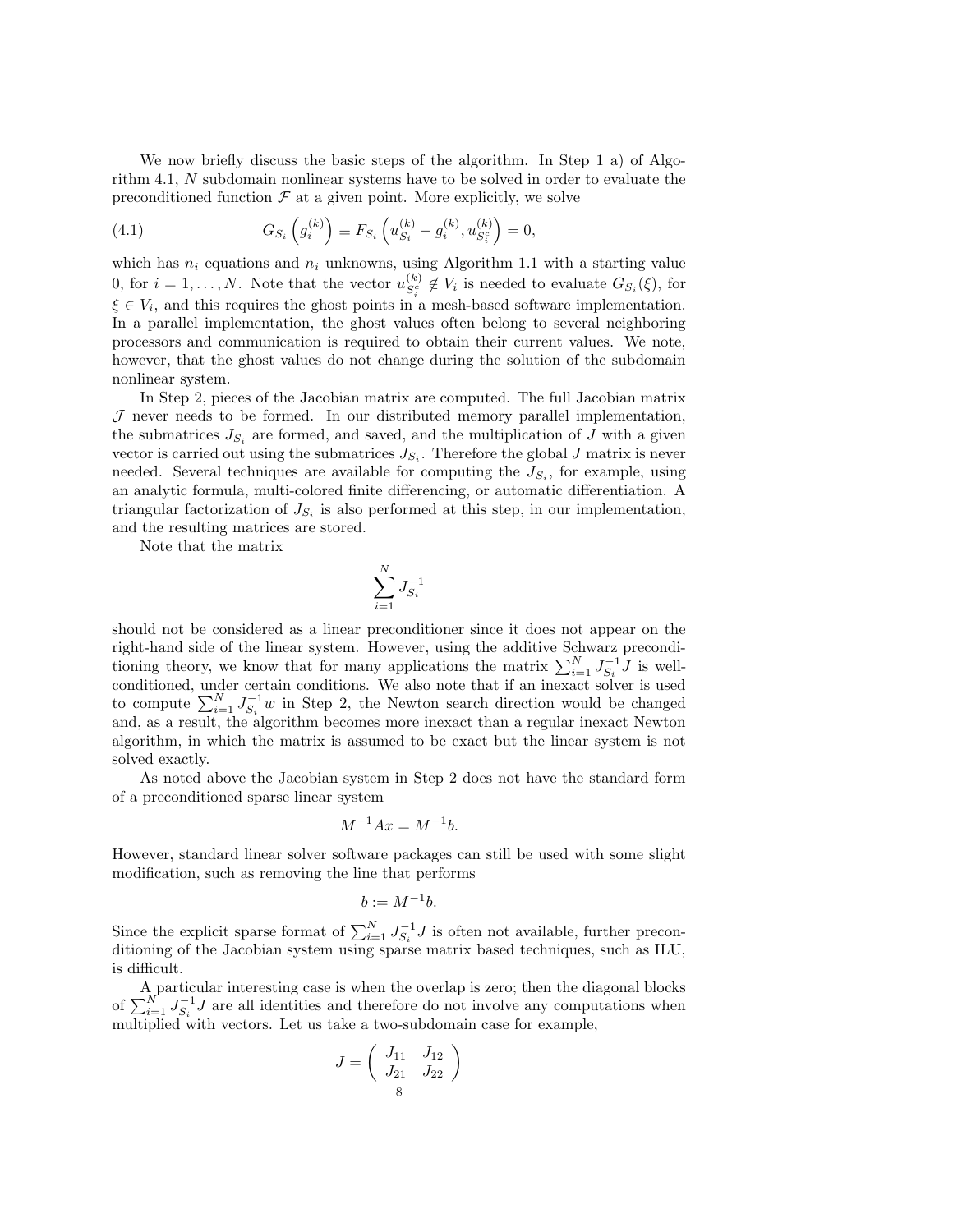We now briefly discuss the basic steps of the algorithm. In Step 1 a) of Algorithm 4.1, $N$ subdomain nonlinear systems have to be solved in order to evaluate the preconditioned function $\mathcal{F}$ at a given point. More explicitly, we solve

$$G_{S_i}\left(g_i^{(k)}\right) \equiv F_{S_i}\left(u_{S_i}^{(k)} - g_i^{(k)}, u_{S_i^c}^{(k)}\right) = 0, \tag{4.1}$$

which has $n_i$ equations and $n_i$ unknowns, using Algorithm 1.1 with a starting value 0, for $i = 1, \ldots, N$. Note that the vector $u_{S_i^c}^{(k)} \notin V_i$ is needed to evaluate $G_{S_i}(\xi)$, for $\xi \in V_i$, and this requires the ghost points in a mesh-based software implementation. In a parallel implementation, the ghost values often belong to several neighboring processors and communication is required to obtain their current values. We note, however, that the ghost values do not change during the solution of the subdomain nonlinear system.

In Step 2, pieces of the Jacobian matrix are computed. The full Jacobian matrix $\mathcal{J}$ never needs to be formed. In our distributed memory parallel implementation, the submatrices $J_{S_i}$ are formed, and saved, and the multiplication of $J$ with a given vector is carried out using the submatrices $J_{S_i}$. Therefore the global $J$ matrix is never needed. Several techniques are available for computing the $J_{S_i}$, for example, using an analytic formula, multi-colored finite differencing, or automatic differentiation. A triangular factorization of $J_{S_i}$ is also performed at this step, in our implementation, and the resulting matrices are stored.

Note that the matrix

$$\sum_{i=1}^{N} J_{S_i}^{-1}$$

should not be considered as a linear preconditioner since it does not appear on the right-hand side of the linear system. However, using the additive Schwarz preconditioning theory, we know that for many applications the matrix $\sum_{i=1}^{N} J_{S_i}^{-1} J$ is well-conditioned, under certain conditions. We also note that if an inexact solver is used to compute $\sum_{i=1}^{N} J_{S_i}^{-1} w$ in Step 2, the Newton search direction would be changed and, as a result, the algorithm becomes more inexact than a regular inexact Newton algorithm, in which the matrix is assumed to be exact but the linear system is not solved exactly.

As noted above the Jacobian system in Step 2 does not have the standard form of a preconditioned sparse linear system

$$M^{-1} A x = M^{-1} b.$$

However, standard linear solver software packages can still be used with some slight modification, such as removing the line that performs

$$b := M^{-1} b.$$

Since the explicit sparse format of $\sum_{i=1}^{N} J_{S_i}^{-1} J$ is often not available, further preconditioning of the Jacobian system using sparse matrix based techniques, such as ILU, is difficult.

A particular interesting case is when the overlap is zero; then the diagonal blocks of $\sum_{i=1}^{N} J_{S_i}^{-1} J$ are all identities and therefore do not involve any computations when multiplied with vectors. Let us take a two-subdomain case for example,

$$J = \begin{pmatrix} J_{11} & J_{12} \\ J_{21} & J_{22} \end{pmatrix}$$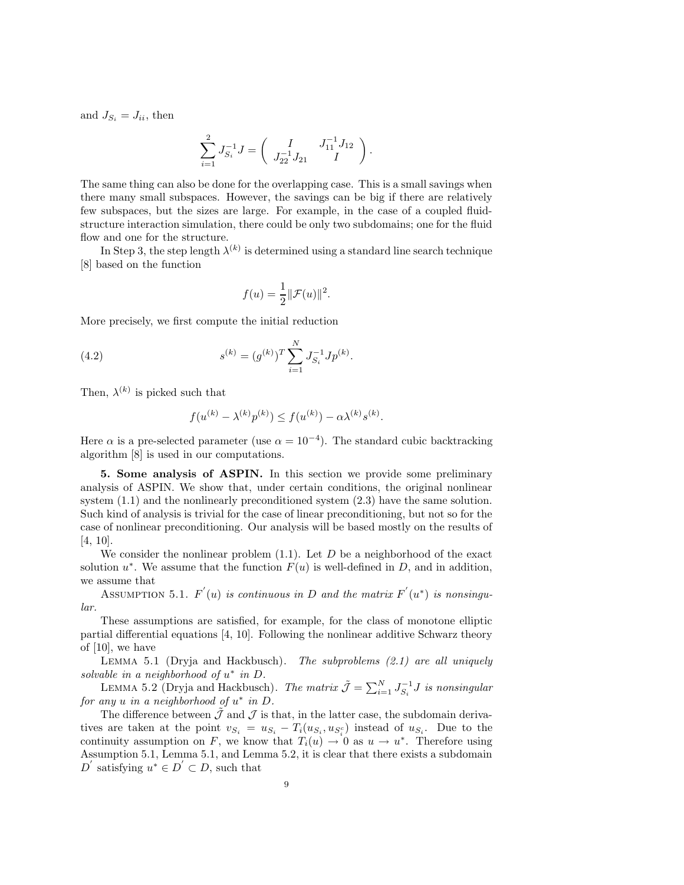and $J_{S_i} = J_{ii}$, then

$$\sum_{i=1}^{2} J_{S_i}^{-1} J = \begin{pmatrix} I & J_{11}^{-1} J_{12} \\ J_{22}^{-1} J_{21} & I \end{pmatrix}.$$

The same thing can also be done for the overlapping case. This is a small savings when there many small subspaces. However, the savings can be big if there are relatively few subspaces, but the sizes are large. For example, in the case of a coupled fluid-structure interaction simulation, there could be only two subdomains; one for the fluid flow and one for the structure.

In Step 3, the step length $\lambda^{(k)}$ is determined using a standard line search technique [8] based on the function

$$f(u) = \frac{1}{2} \|\mathcal{F}(u)\|^2.$$

More precisely, we first compute the initial reduction

$$s^{(k)} = (g^{(k)})^T \sum_{i=1}^{N} J_{S_i}^{-1} J p^{(k)}. \tag{4.2}$$

Then, $\lambda^{(k)}$ is picked such that

$$f(u^{(k)} - \lambda^{(k)} p^{(k)}) \leq f(u^{(k)}) - \alpha \lambda^{(k)} s^{(k)}.$$

Here $\alpha$ is a pre-selected parameter (use $\alpha = 10^{-4}$). The standard cubic backtracking algorithm [8] is used in our computations.

## 5. Some analysis of ASPIN.

In this section we provide some preliminary analysis of ASPIN. We show that, under certain conditions, the original nonlinear system (1.1) and the nonlinearly preconditioned system (2.3) have the same solution. Such kind of analysis is trivial for the case of linear preconditioning, but not so for the case of nonlinear preconditioning. Our analysis will be based mostly on the results of [4, 10].

We consider the nonlinear problem (1.1). Let $D$ be a neighborhood of the exact solution $u^*$. We assume that the function $F(u)$ is well-defined in $D$, and in addition, we assume that

ASSUMPTION 5.1. *$F'(u)$ is continuous in $D$ and the matrix $F'(u^*)$ is nonsingular.*

These assumptions are satisfied, for example, for the class of monotone elliptic partial differential equations [4, 10]. Following the nonlinear additive Schwarz theory of [10], we have

LEMMA 5.1 (Dryja and Hackbusch). *The subproblems (2.1) are all uniquely solvable in a neighborhood of $u^*$ in $D$.*

LEMMA 5.2 (Dryja and Hackbusch). *The matrix $\tilde{\mathcal{J}} = \sum_{i=1}^{N} J_{S_i}^{-1} J$ is nonsingular for any $u$ in a neighborhood of $u^*$ in $D$.*

The difference between $\tilde{\mathcal{J}}$ and $\mathcal{J}$ is that, in the latter case, the subdomain derivatives are taken at the point $v_{S_i} = u_{S_i} - T_i(u_{S_i}, u_{S_i^c})$ instead of $u_{S_i}$. Due to the continuity assumption on $F$, we know that $T_i(u) \to 0$ as $u \to u^*$. Therefore using Assumption 5.1, Lemma 5.1, and Lemma 5.2, it is clear that there exists a subdomain $D'$ satisfying $u^* \in D' \subset D$, such that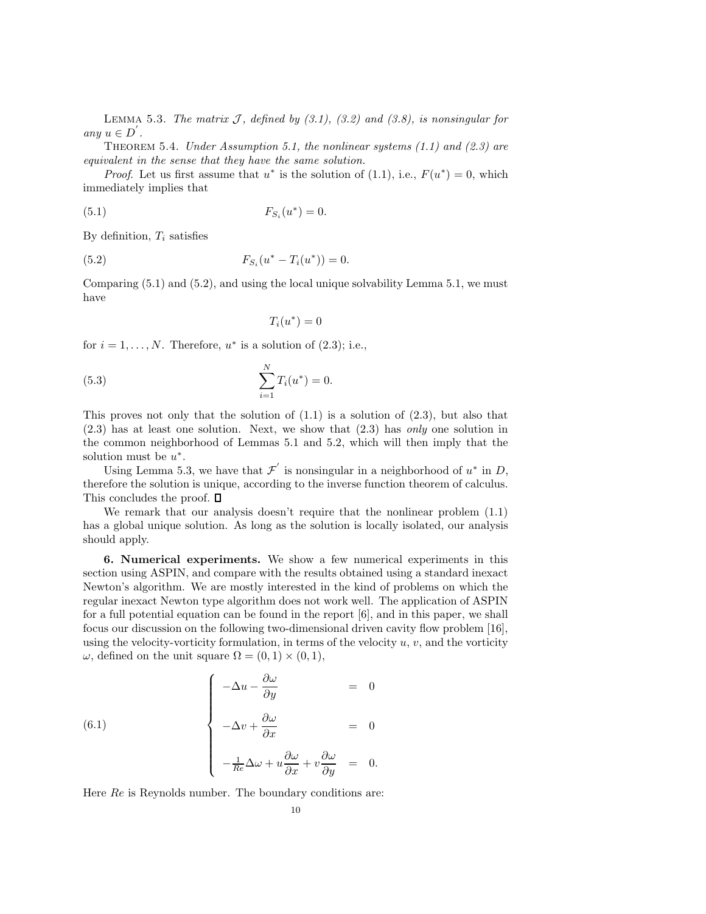LEMMA 5.3. *The matrix $\mathcal{J}$, defined by (3.1), (3.2) and (3.8), is nonsingular for any $u \in D^{'}$.*

THEOREM 5.4. *Under Assumption 5.1, the nonlinear systems (1.1) and (2.3) are equivalent in the sense that they have the same solution.*

*Proof.* Let us first assume that $u^*$ is the solution of (1.1), i.e., $F(u^*) = 0$, which immediately implies that

$$F_{S_i}(u^*) = 0. \tag{5.1}$$

By definition, $T_i$ satisfies

$$F_{S_i}(u^* - T_i(u^*)) = 0. \tag{5.2}$$

Comparing (5.1) and (5.2), and using the local unique solvability Lemma 5.1, we must have

$$T_i(u^*) = 0$$

for $i = 1, \ldots, N$. Therefore, $u^*$ is a solution of (2.3); i.e.,

$$\sum_{i=1}^{N} T_i(u^*) = 0. \tag{5.3}$$

This proves not only that the solution of (1.1) is a solution of (2.3), but also that (2.3) has at least one solution. Next, we show that (2.3) has *only* one solution in the common neighborhood of Lemmas 5.1 and 5.2, which will then imply that the solution must be $u^*$.

Using Lemma 5.3, we have that $\mathcal{F}^{'}$ is nonsingular in a neighborhood of $u^*$ in $D$, therefore the solution is unique, according to the inverse function theorem of calculus. This concludes the proof. ☐

We remark that our analysis doesn't require that the nonlinear problem (1.1) has a global unique solution. As long as the solution is locally isolated, our analysis should apply.

**6. Numerical experiments.** We show a few numerical experiments in this section using ASPIN, and compare with the results obtained using a standard inexact Newton's algorithm. We are mostly interested in the kind of problems on which the regular inexact Newton type algorithm does not work well. The application of ASPIN for a full potential equation can be found in the report [6], and in this paper, we shall focus our discussion on the following two-dimensional driven cavity flow problem [16], using the velocity-vorticity formulation, in terms of the velocity $u$, $v$, and the vorticity $\omega$, defined on the unit square $\Omega = (0, 1) \times (0, 1)$,

$$\left\{ \begin{array}{lcl} -\Delta u - \dfrac{\partial \omega}{\partial y} & = & 0 \\[2ex] -\Delta v + \dfrac{\partial \omega}{\partial x} & = & 0 \\[2ex] -\frac{1}{Re}\Delta \omega + u\dfrac{\partial \omega}{\partial x} + v\dfrac{\partial \omega}{\partial y} & = & 0. \end{array} \right. \tag{6.1}$$

Here $Re$ is Reynolds number. The boundary conditions are: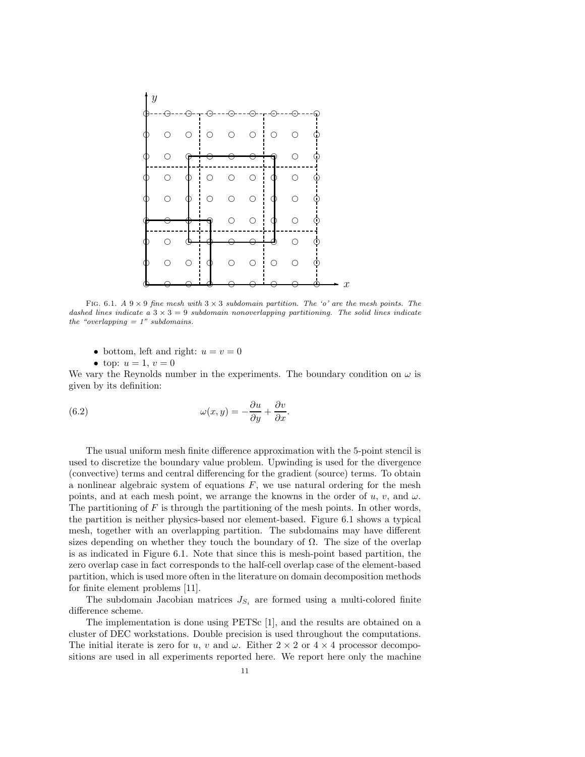FIG. 6.1. *A $9 \times 9$ fine mesh with $3 \times 3$ subdomain partition. The 'o' are the mesh points. The dashed lines indicate a $3 \times 3 = 9$ subdomain nonoverlapping partitioning. The solid lines indicate the "overlapping = 1" subdomains.*

- bottom, left and right: $u = v = 0$
- top: $u = 1$, $v = 0$

We vary the Reynolds number in the experiments. The boundary condition on $\omega$ is given by its definition:

$$\omega(x, y) = -\frac{\partial u}{\partial y} + \frac{\partial v}{\partial x}. \tag{6.2}$$

The usual uniform mesh finite difference approximation with the 5-point stencil is used to discretize the boundary value problem. Upwinding is used for the divergence (convective) terms and central differencing for the gradient (source) terms. To obtain a nonlinear algebraic system of equations $F$, we use natural ordering for the mesh points, and at each mesh point, we arrange the knowns in the order of $u$, $v$, and $\omega$. The partitioning of $F$ is through the partitioning of the mesh points. In other words, the partition is neither physics-based nor element-based. Figure 6.1 shows a typical mesh, together with an overlapping partition. The subdomains may have different sizes depending on whether they touch the boundary of $\Omega$. The size of the overlap is as indicated in Figure 6.1. Note that since this is mesh-point based partition, the zero overlap case in fact corresponds to the half-cell overlap case of the element-based partition, which is used more often in the literature on domain decomposition methods for finite element problems [11].

The subdomain Jacobian matrices $J_{S_i}$ are formed using a multi-colored finite difference scheme.

The implementation is done using PETSc [1], and the results are obtained on a cluster of DEC workstations. Double precision is used throughout the computations. The initial iterate is zero for $u$, $v$ and $\omega$. Either $2 \times 2$ or $4 \times 4$ processor decompositions are used in all experiments reported here. We report here only the machine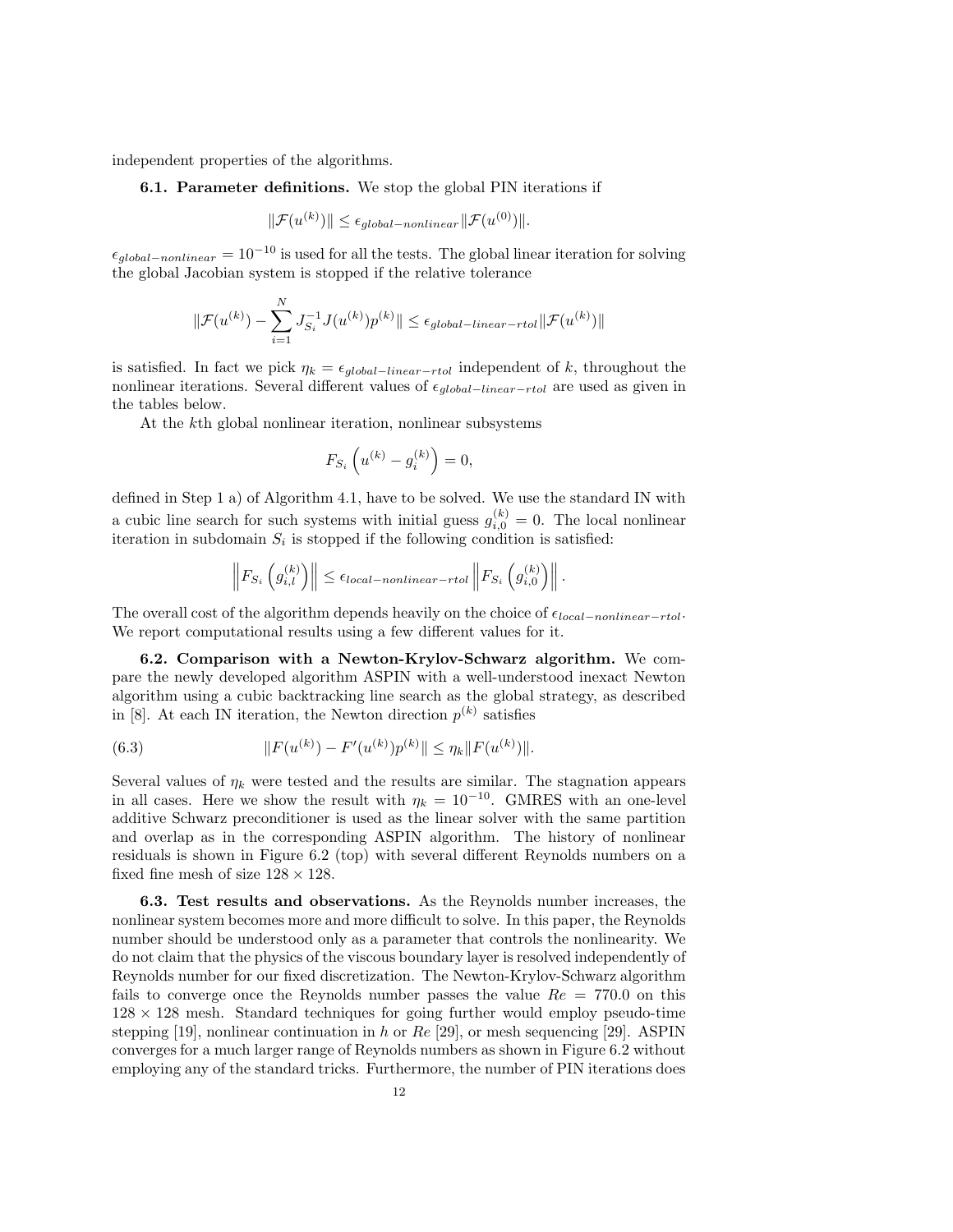independent properties of the algorithms.

**6.1. Parameter definitions.** We stop the global PIN iterations if

$$\|\mathcal{F}(u^{(k)})\| \leq \epsilon_{global-nonlinear}\|\mathcal{F}(u^{(0)})\|.$$

$\epsilon_{global-nonlinear} = 10^{-10}$ is used for all the tests. The global linear iteration for solving the global Jacobian system is stopped if the relative tolerance

$$\|\mathcal{F}(u^{(k)}) - \sum_{i=1}^{N} J_{S_i}^{-1} J(u^{(k)}) p^{(k)}\| \leq \epsilon_{global-linear-rtol}\|\mathcal{F}(u^{(k)})\|$$

is satisfied. In fact we pick $\eta_k = \epsilon_{global-linear-rtol}$ independent of $k$, throughout the nonlinear iterations. Several different values of $\epsilon_{global-linear-rtol}$ are used as given in the tables below.

At the $k$th global nonlinear iteration, nonlinear subsystems

$$F_{S_i}\left(u^{(k)} - g_i^{(k)}\right) = 0,$$

defined in Step 1 a) of Algorithm 4.1, have to be solved. We use the standard IN with a cubic line search for such systems with initial guess $g_{i,0}^{(k)} = 0$. The local nonlinear iteration in subdomain $S_i$ is stopped if the following condition is satisfied:

$$\left\|F_{S_i}\left(g_{i,l}^{(k)}\right)\right\| \leq \epsilon_{local-nonlinear-rtol}\left\|F_{S_i}\left(g_{i,0}^{(k)}\right)\right\|.$$

The overall cost of the algorithm depends heavily on the choice of $\epsilon_{local-nonlinear-rtol}$. We report computational results using a few different values for it.

**6.2. Comparison with a Newton-Krylov-Schwarz algorithm.** We compare the newly developed algorithm ASPIN with a well-understood inexact Newton algorithm using a cubic backtracking line search as the global strategy, as described in [8]. At each IN iteration, the Newton direction $p^{(k)}$ satisfies

$$\|F(u^{(k)}) - F'(u^{(k)})p^{(k)}\| \leq \eta_k\|F(u^{(k)})\|. \tag{6.3}$$

Several values of $\eta_k$ were tested and the results are similar. The stagnation appears in all cases. Here we show the result with $\eta_k = 10^{-10}$. GMRES with an one-level additive Schwarz preconditioner is used as the linear solver with the same partition and overlap as in the corresponding ASPIN algorithm. The history of nonlinear residuals is shown in Figure 6.2 (top) with several different Reynolds numbers on a fixed fine mesh of size $128 \times 128$.

**6.3. Test results and observations.** As the Reynolds number increases, the nonlinear system becomes more and more difficult to solve. In this paper, the Reynolds number should be understood only as a parameter that controls the nonlinearity. We do not claim that the physics of the viscous boundary layer is resolved independently of Reynolds number for our fixed discretization. The Newton-Krylov-Schwarz algorithm fails to converge once the Reynolds number passes the value $Re = 770.0$ on this $128 \times 128$ mesh. Standard techniques for going further would employ pseudo-time stepping [19], nonlinear continuation in $h$ or $Re$ [29], or mesh sequencing [29]. ASPIN converges for a much larger range of Reynolds numbers as shown in Figure 6.2 without employing any of the standard tricks. Furthermore, the number of PIN iterations does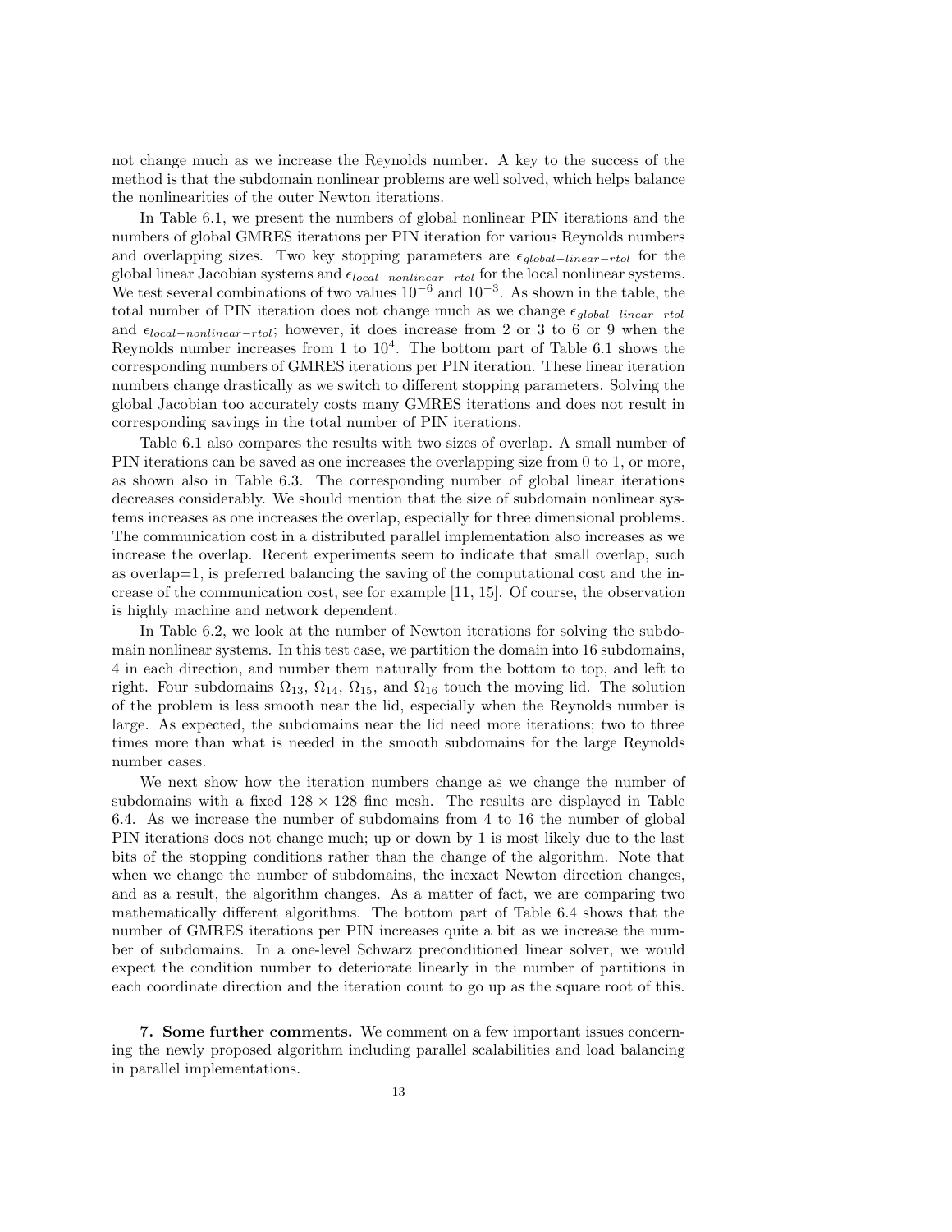not change much as we increase the Reynolds number. A key to the success of the method is that the subdomain nonlinear problems are well solved, which helps balance the nonlinearities of the outer Newton iterations.

In Table 6.1, we present the numbers of global nonlinear PIN iterations and the numbers of global GMRES iterations per PIN iteration for various Reynolds numbers and overlapping sizes. Two key stopping parameters are $\epsilon_{global-linear-rtol}$ for the global linear Jacobian systems and $\epsilon_{local-nonlinear-rtol}$ for the local nonlinear systems. We test several combinations of two values $10^{-6}$ and $10^{-3}$. As shown in the table, the total number of PIN iteration does not change much as we change $\epsilon_{global-linear-rtol}$ and $\epsilon_{local-nonlinear-rtol}$; however, it does increase from 2 or 3 to 6 or 9 when the Reynolds number increases from 1 to $10^4$. The bottom part of Table 6.1 shows the corresponding numbers of GMRES iterations per PIN iteration. These linear iteration numbers change drastically as we switch to different stopping parameters. Solving the global Jacobian too accurately costs many GMRES iterations and does not result in corresponding savings in the total number of PIN iterations.

Table 6.1 also compares the results with two sizes of overlap. A small number of PIN iterations can be saved as one increases the overlapping size from 0 to 1, or more, as shown also in Table 6.3. The corresponding number of global linear iterations decreases considerably. We should mention that the size of subdomain nonlinear systems increases as one increases the overlap, especially for three dimensional problems. The communication cost in a distributed parallel implementation also increases as we increase the overlap. Recent experiments seem to indicate that small overlap, such as overlap=1, is preferred balancing the saving of the computational cost and the increase of the communication cost, see for example [11, 15]. Of course, the observation is highly machine and network dependent.

In Table 6.2, we look at the number of Newton iterations for solving the subdomain nonlinear systems. In this test case, we partition the domain into 16 subdomains, 4 in each direction, and number them naturally from the bottom to top, and left to right. Four subdomains $\Omega_{13}$, $\Omega_{14}$, $\Omega_{15}$, and $\Omega_{16}$ touch the moving lid. The solution of the problem is less smooth near the lid, especially when the Reynolds number is large. As expected, the subdomains near the lid need more iterations; two to three times more than what is needed in the smooth subdomains for the large Reynolds number cases.

We next show how the iteration numbers change as we change the number of subdomains with a fixed $128 \times 128$ fine mesh. The results are displayed in Table 6.4. As we increase the number of subdomains from 4 to 16 the number of global PIN iterations does not change much; up or down by 1 is most likely due to the last bits of the stopping conditions rather than the change of the algorithm. Note that when we change the number of subdomains, the inexact Newton direction changes, and as a result, the algorithm changes. As a matter of fact, we are comparing two mathematically different algorithms. The bottom part of Table 6.4 shows that the number of GMRES iterations per PIN increases quite a bit as we increase the number of subdomains. In a one-level Schwarz preconditioned linear solver, we would expect the condition number to deteriorate linearly in the number of partitions in each coordinate direction and the iteration count to go up as the square root of this.

**7. Some further comments.** We comment on a few important issues concerning the newly proposed algorithm including parallel scalabilities and load balancing in parallel implementations.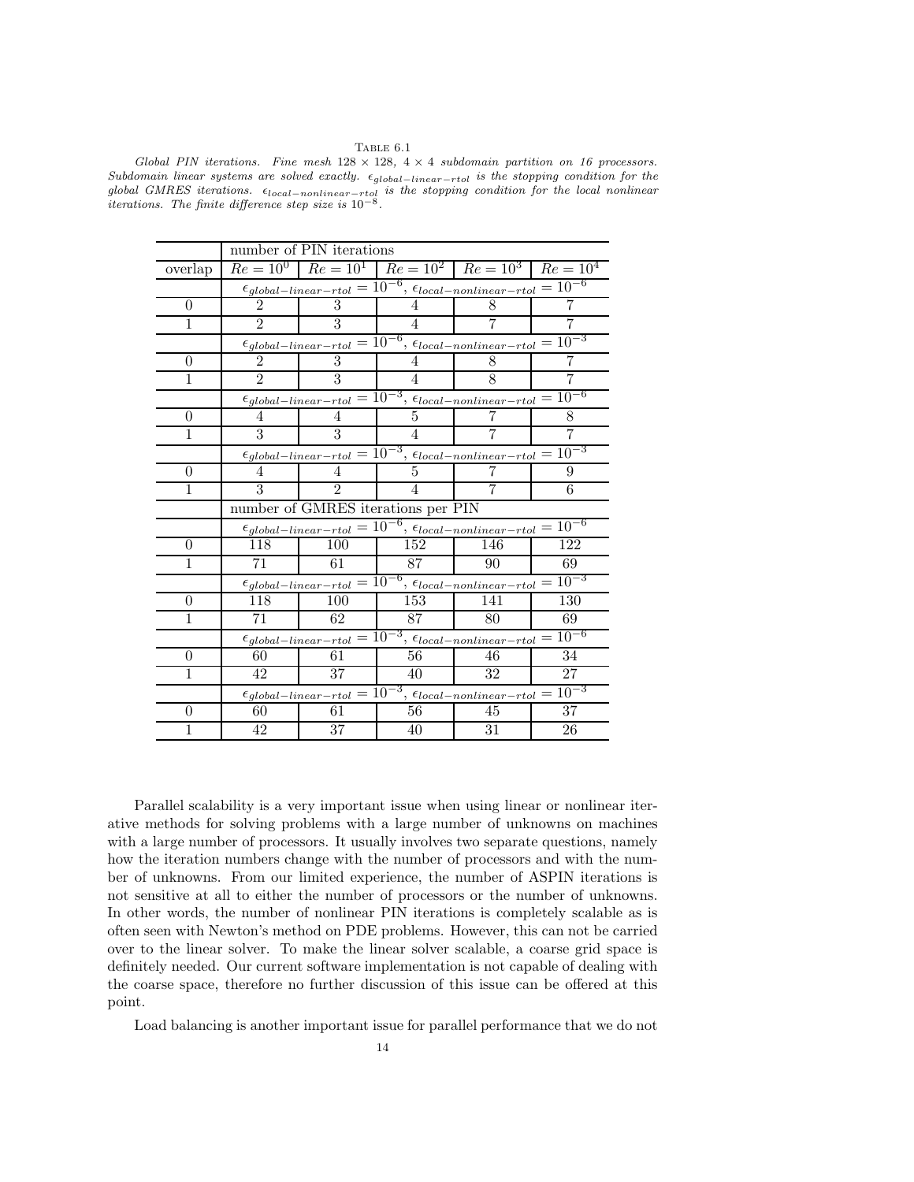Table 6.1

*Global PIN iterations. Fine mesh $128 \times 128$, $4 \times 4$ subdomain partition on 16 processors. Subdomain linear systems are solved exactly. $\epsilon_{global-linear-rtol}$ is the stopping condition for the global GMRES iterations. $\epsilon_{local-nonlinear-rtol}$ is the stopping condition for the local nonlinear iterations. The finite difference step size is $10^{-8}$.*

| | number of PIN iterations | | | | |
|---|---|---|---|---|---|
| overlap | $Re = 10^0$ | $Re = 10^1$ | $Re = 10^2$ | $Re = 10^3$ | $Re = 10^4$ |
| | $\epsilon_{global-linear-rtol} = 10^{-6}$, $\epsilon_{local-nonlinear-rtol} = 10^{-6}$ | | | | |
| 0 | 2 | 3 | 4 | 8 | 7 |
| 1 | 2 | 3 | 4 | 7 | 7 |
| | $\epsilon_{global-linear-rtol} = 10^{-6}$, $\epsilon_{local-nonlinear-rtol} = 10^{-3}$ | | | | |
| 0 | 2 | 3 | 4 | 8 | 7 |
| 1 | 2 | 3 | 4 | 8 | 7 |
| | $\epsilon_{global-linear-rtol} = 10^{-3}$, $\epsilon_{local-nonlinear-rtol} = 10^{-6}$ | | | | |
| 0 | 4 | 4 | 5 | 7 | 8 |
| 1 | 3 | 3 | 4 | 7 | 7 |
| | $\epsilon_{global-linear-rtol} = 10^{-3}$, $\epsilon_{local-nonlinear-rtol} = 10^{-3}$ | | | | |
| 0 | 4 | 4 | 5 | 7 | 9 |
| 1 | 3 | 2 | 4 | 7 | 6 |
| | number of GMRES iterations per PIN | | | | |
| | $\epsilon_{global-linear-rtol} = 10^{-6}$, $\epsilon_{local-nonlinear-rtol} = 10^{-6}$ | | | | |
| 0 | 118 | 100 | 152 | 146 | 122 |
| 1 | 71 | 61 | 87 | 90 | 69 |
| | $\epsilon_{global-linear-rtol} = 10^{-6}$, $\epsilon_{local-nonlinear-rtol} = 10^{-3}$ | | | | |
| 0 | 118 | 100 | 153 | 141 | 130 |
| 1 | 71 | 62 | 87 | 80 | 69 |
| | $\epsilon_{global-linear-rtol} = 10^{-3}$, $\epsilon_{local-nonlinear-rtol} = 10^{-6}$ | | | | |
| 0 | 60 | 61 | 56 | 46 | 34 |
| 1 | 42 | 37 | 40 | 32 | 27 |
| | $\epsilon_{global-linear-rtol} = 10^{-3}$, $\epsilon_{local-nonlinear-rtol} = 10^{-3}$ | | | | |
| 0 | 60 | 61 | 56 | 45 | 37 |
| 1 | 42 | 37 | 40 | 31 | 26 |

Parallel scalability is a very important issue when using linear or nonlinear iterative methods for solving problems with a large number of unknowns on machines with a large number of processors. It usually involves two separate questions, namely how the iteration numbers change with the number of processors and with the number of unknowns. From our limited experience, the number of ASPIN iterations is not sensitive at all to either the number of processors or the number of unknowns. In other words, the number of nonlinear PIN iterations is completely scalable as is often seen with Newton's method on PDE problems. However, this can not be carried over to the linear solver. To make the linear solver scalable, a coarse grid space is definitely needed. Our current software implementation is not capable of dealing with the coarse space, therefore no further discussion of this issue can be offered at this point.

Load balancing is another important issue for parallel performance that we do not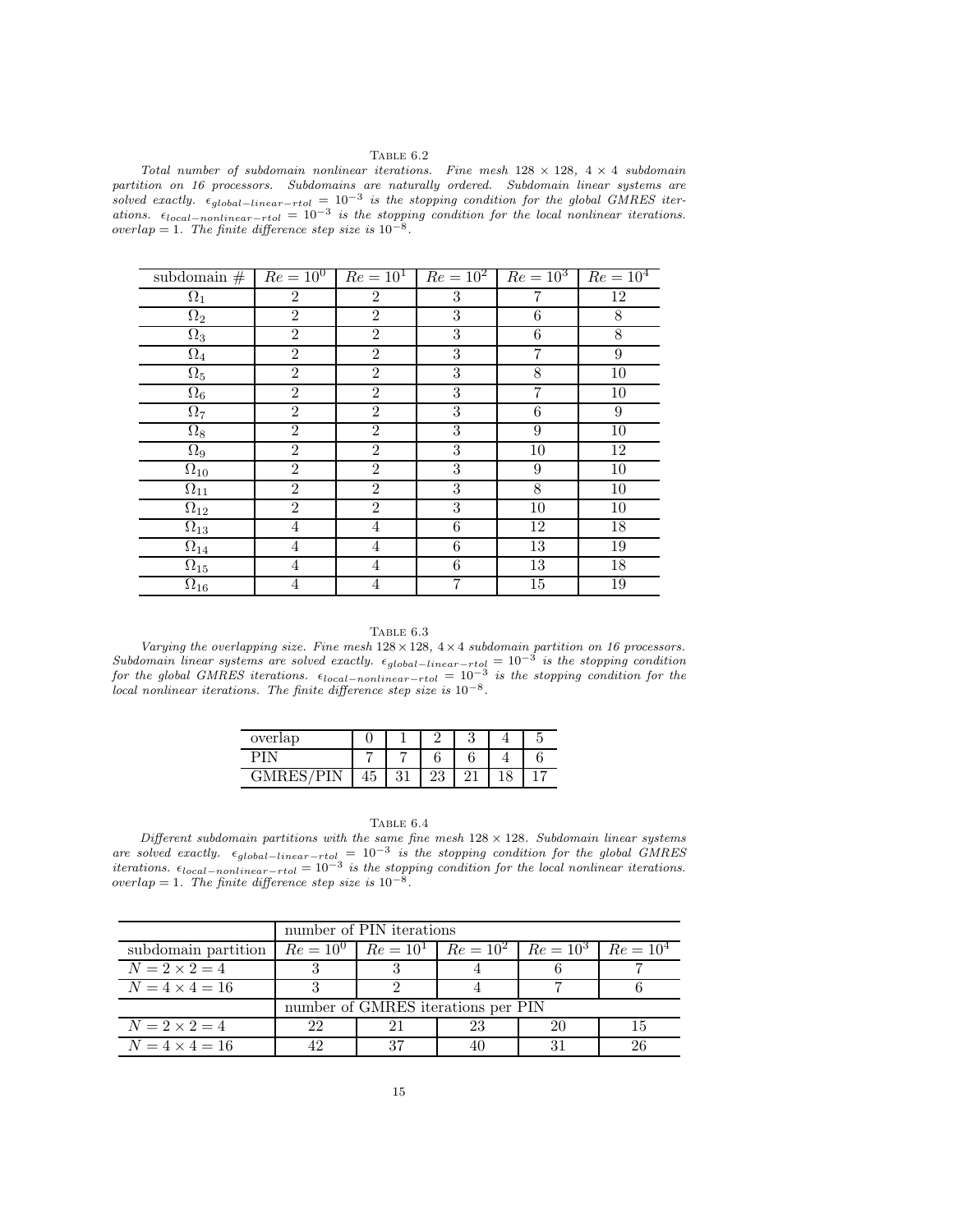Table 6.2

*Total number of subdomain nonlinear iterations. Fine mesh $128 \times 128$, $4 \times 4$ subdomain partition on 16 processors. Subdomains are naturally ordered. Subdomain linear systems are solved exactly. $\epsilon_{global-linear-rtol} = 10^{-3}$ is the stopping condition for the global GMRES iterations. $\epsilon_{local-nonlinear-rtol} = 10^{-3}$ is the stopping condition for the local nonlinear iterations. overlap = 1. The finite difference step size is $10^{-8}$.*

| subdomain # | $Re = 10^0$ | $Re = 10^1$ | $Re = 10^2$ | $Re = 10^3$ | $Re = 10^4$ |
|---|---|---|---|---|---|
| $\Omega_1$ | 2 | 2 | 3 | 7 | 12 |
| $\Omega_2$ | 2 | 2 | 3 | 6 | 8 |
| $\Omega_3$ | 2 | 2 | 3 | 6 | 8 |
| $\Omega_4$ | 2 | 2 | 3 | 7 | 9 |
| $\Omega_5$ | 2 | 2 | 3 | 8 | 10 |
| $\Omega_6$ | 2 | 2 | 3 | 7 | 10 |
| $\Omega_7$ | 2 | 2 | 3 | 6 | 9 |
| $\Omega_8$ | 2 | 2 | 3 | 9 | 10 |
| $\Omega_9$ | 2 | 2 | 3 | 10 | 12 |
| $\Omega_{10}$ | 2 | 2 | 3 | 9 | 10 |
| $\Omega_{11}$ | 2 | 2 | 3 | 8 | 10 |
| $\Omega_{12}$ | 2 | 2 | 3 | 10 | 10 |
| $\Omega_{13}$ | 4 | 4 | 6 | 12 | 18 |
| $\Omega_{14}$ | 4 | 4 | 6 | 13 | 19 |
| $\Omega_{15}$ | 4 | 4 | 6 | 13 | 18 |
| $\Omega_{16}$ | 4 | 4 | 7 | 15 | 19 |

Table 6.3

*Varying the overlapping size. Fine mesh $128 \times 128$, $4 \times 4$ subdomain partition on 16 processors. Subdomain linear systems are solved exactly. $\epsilon_{global-linear-rtol} = 10^{-3}$ is the stopping condition for the global GMRES iterations. $\epsilon_{local-nonlinear-rtol} = 10^{-3}$ is the stopping condition for the local nonlinear iterations. The finite difference step size is $10^{-8}$.*

| overlap | 0 | 1 | 2 | 3 | 4 | 5 |
|---|---|---|---|---|---|---|
| PIN | 7 | 7 | 6 | 6 | 4 | 6 |
| GMRES/PIN | 45 | 31 | 23 | 21 | 18 | 17 |

Table 6.4

*Different subdomain partitions with the same fine mesh $128 \times 128$. Subdomain linear systems are solved exactly. $\epsilon_{global-linear-rtol} = 10^{-3}$ is the stopping condition for the global GMRES iterations. $\epsilon_{local-nonlinear-rtol} = 10^{-3}$ is the stopping condition for the local nonlinear iterations. overlap = 1. The finite difference step size is $10^{-8}$.*

| | number of PIN iterations | | | | |
|---|---|---|---|---|---|
| subdomain partition | $Re = 10^0$ | $Re = 10^1$ | $Re = 10^2$ | $Re = 10^3$ | $Re = 10^4$ |
| $N = 2 \times 2 = 4$ | 3 | 3 | 4 | 6 | 7 |
| $N = 4 \times 4 = 16$ | 3 | 2 | 4 | 7 | 6 |
| | number of GMRES iterations per PIN | | | | |
| $N = 2 \times 2 = 4$ | 22 | 21 | 23 | 20 | 15 |
| $N = 4 \times 4 = 16$ | 42 | 37 | 40 | 31 | 26 |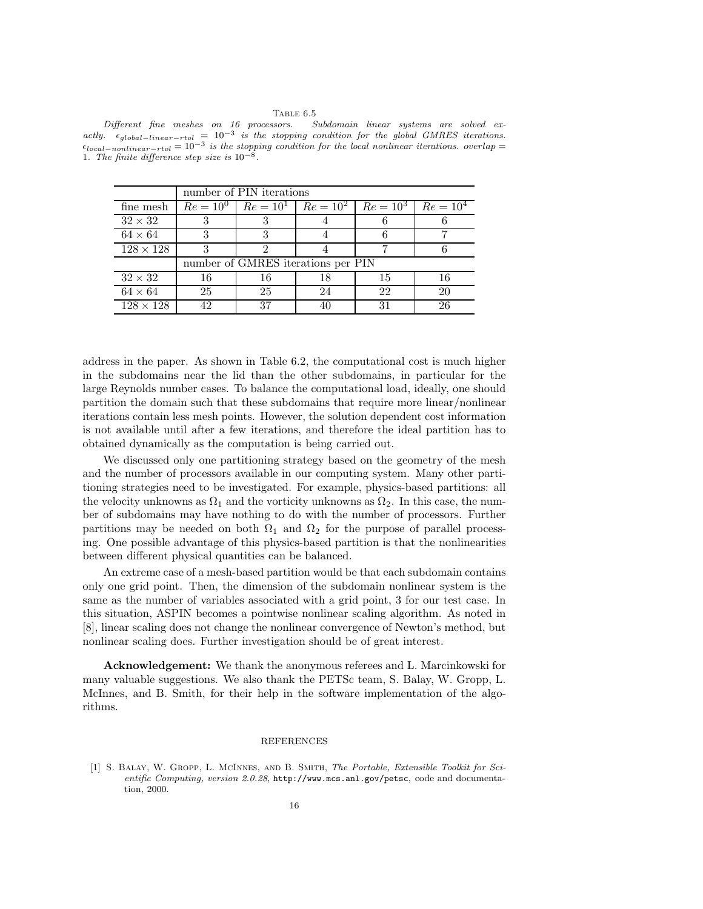TABLE 6.5

*Different fine meshes on 16 processors. Subdomain linear systems are solved exactly. $\epsilon_{global-linear-rtol} = 10^{-3}$ is the stopping condition for the global GMRES iterations. $\epsilon_{local-nonlinear-rtol} = 10^{-3}$ is the stopping condition for the local nonlinear iterations. overlap = 1. The finite difference step size is $10^{-8}$.*

| | number of PIN iterations | | | | |
|---|---|---|---|---|---|
| fine mesh | $Re = 10^0$ | $Re = 10^1$ | $Re = 10^2$ | $Re = 10^3$ | $Re = 10^4$ |
| $32 \times 32$ | 3 | 3 | 4 | 6 | 6 |
| $64 \times 64$ | 3 | 3 | 4 | 6 | 7 |
| $128 \times 128$ | 3 | 2 | 4 | 7 | 6 |
| | number of GMRES iterations per PIN | | | | |
| $32 \times 32$ | 16 | 16 | 18 | 15 | 16 |
| $64 \times 64$ | 25 | 25 | 24 | 22 | 20 |
| $128 \times 128$ | 42 | 37 | 40 | 31 | 26 |

address in the paper. As shown in Table 6.2, the computational cost is much higher in the subdomains near the lid than the other subdomains, in particular for the large Reynolds number cases. To balance the computational load, ideally, one should partition the domain such that these subdomains that require more linear/nonlinear iterations contain less mesh points. However, the solution dependent cost information is not available until after a few iterations, and therefore the ideal partition has to obtained dynamically as the computation is being carried out.

We discussed only one partitioning strategy based on the geometry of the mesh and the number of processors available in our computing system. Many other partitioning strategies need to be investigated. For example, physics-based partitions: all the velocity unknowns as $\Omega_1$ and the vorticity unknowns as $\Omega_2$. In this case, the number of subdomains may have nothing to do with the number of processors. Further partitions may be needed on both $\Omega_1$ and $\Omega_2$ for the purpose of parallel processing. One possible advantage of this physics-based partition is that the nonlinearities between different physical quantities can be balanced.

An extreme case of a mesh-based partition would be that each subdomain contains only one grid point. Then, the dimension of the subdomain nonlinear system is the same as the number of variables associated with a grid point, 3 for our test case. In this situation, ASPIN becomes a pointwise nonlinear scaling algorithm. As noted in [8], linear scaling does not change the nonlinear convergence of Newton's method, but nonlinear scaling does. Further investigation should be of great interest.

**Acknowledgement:** We thank the anonymous referees and L. Marcinkowski for many valuable suggestions. We also thank the PETSc team, S. Balay, W. Gropp, L. McInnes, and B. Smith, for their help in the software implementation of the algorithms.

## REFERENCES

[1] S. Balay, W. Gropp, L. McInnes, and B. Smith, *The Portable, Extensible Toolkit for Scientific Computing, version 2.0.28*, `http://www.mcs.anl.gov/petsc`, code and documentation, 2000.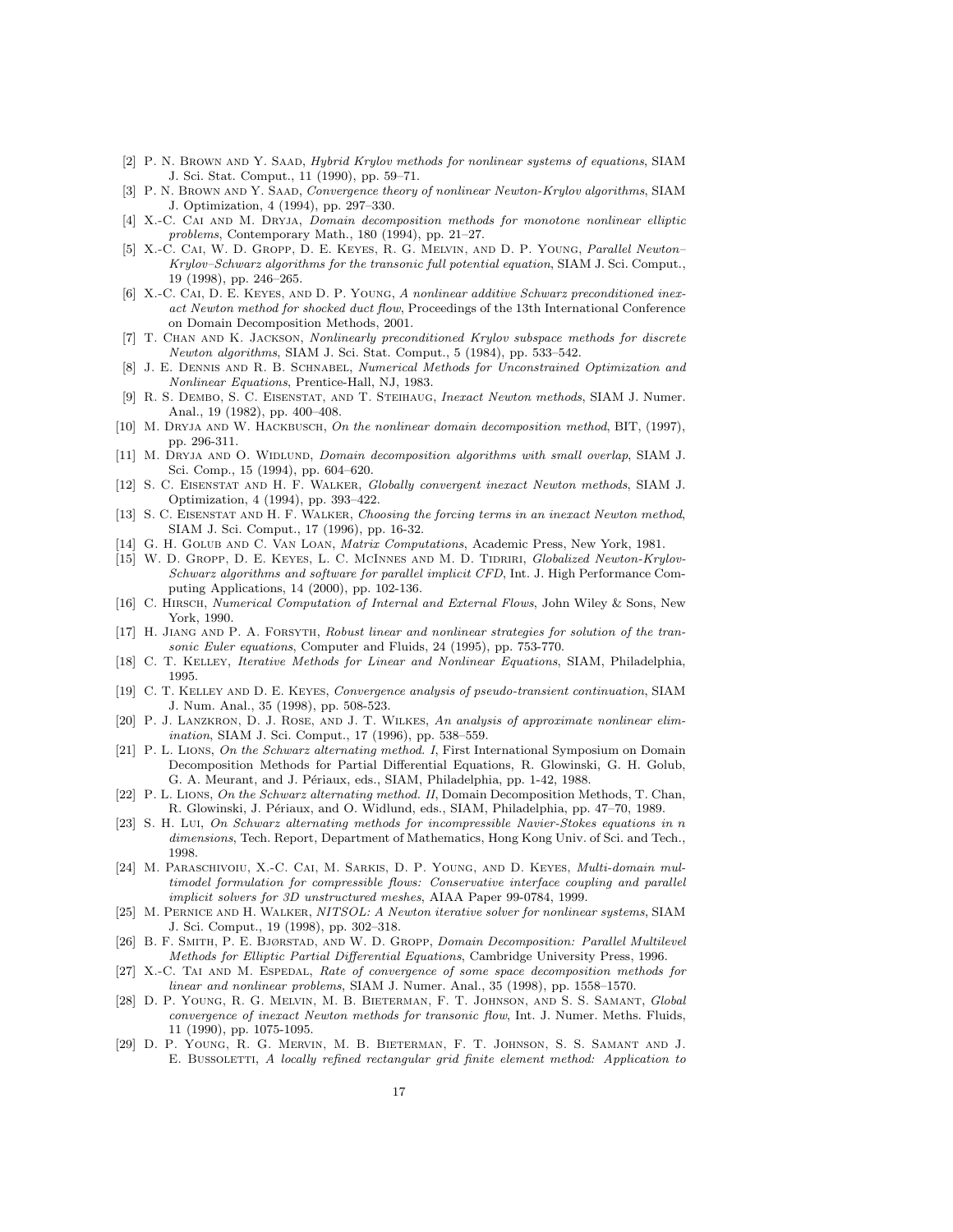[2] P. N. Brown and Y. Saad, *Hybrid Krylov methods for nonlinear systems of equations*, SIAM J. Sci. Stat. Comput., 11 (1990), pp. 59–71.

[3] P. N. Brown and Y. Saad, *Convergence theory of nonlinear Newton-Krylov algorithms*, SIAM J. Optimization, 4 (1994), pp. 297–330.

[4] X.-C. Cai and M. Dryja, *Domain decomposition methods for monotone nonlinear elliptic problems*, Contemporary Math., 180 (1994), pp. 21–27.

[5] X.-C. Cai, W. D. Gropp, D. E. Keyes, R. G. Melvin, and D. P. Young, *Parallel Newton–Krylov–Schwarz algorithms for the transonic full potential equation*, SIAM J. Sci. Comput., 19 (1998), pp. 246–265.

[6] X.-C. Cai, D. E. Keyes, and D. P. Young, *A nonlinear additive Schwarz preconditioned inexact Newton method for shocked duct flow*, Proceedings of the 13th International Conference on Domain Decomposition Methods, 2001.

[7] T. Chan and K. Jackson, *Nonlinearly preconditioned Krylov subspace methods for discrete Newton algorithms*, SIAM J. Sci. Stat. Comput., 5 (1984), pp. 533–542.

[8] J. E. Dennis and R. B. Schnabel, *Numerical Methods for Unconstrained Optimization and Nonlinear Equations*, Prentice-Hall, NJ, 1983.

[9] R. S. Dembo, S. C. Eisenstat, and T. Steihaug, *Inexact Newton methods*, SIAM J. Numer. Anal., 19 (1982), pp. 400–408.

[10] M. Dryja and W. Hackbusch, *On the nonlinear domain decomposition method*, BIT, (1997), pp. 296-311.

[11] M. Dryja and O. Widlund, *Domain decomposition algorithms with small overlap*, SIAM J. Sci. Comp., 15 (1994), pp. 604–620.

[12] S. C. Eisenstat and H. F. Walker, *Globally convergent inexact Newton methods*, SIAM J. Optimization, 4 (1994), pp. 393–422.

[13] S. C. Eisenstat and H. F. Walker, *Choosing the forcing terms in an inexact Newton method*, SIAM J. Sci. Comput., 17 (1996), pp. 16-32.

[14] G. H. Golub and C. Van Loan, *Matrix Computations*, Academic Press, New York, 1981.

[15] W. D. Gropp, D. E. Keyes, L. C. McInnes and M. D. Tidriri, *Globalized Newton-Krylov-Schwarz algorithms and software for parallel implicit CFD*, Int. J. High Performance Computing Applications, 14 (2000), pp. 102-136.

[16] C. Hirsch, *Numerical Computation of Internal and External Flows*, John Wiley & Sons, New York, 1990.

[17] H. Jiang and P. A. Forsyth, *Robust linear and nonlinear strategies for solution of the transonic Euler equations*, Computer and Fluids, 24 (1995), pp. 753-770.

[18] C. T. Kelley, *Iterative Methods for Linear and Nonlinear Equations*, SIAM, Philadelphia, 1995.

[19] C. T. Kelley and D. E. Keyes, *Convergence analysis of pseudo-transient continuation*, SIAM J. Num. Anal., 35 (1998), pp. 508-523.

[20] P. J. Lanzkron, D. J. Rose, and J. T. Wilkes, *An analysis of approximate nonlinear elimination*, SIAM J. Sci. Comput., 17 (1996), pp. 538–559.

[21] P. L. Lions, *On the Schwarz alternating method. I*, First International Symposium on Domain Decomposition Methods for Partial Differential Equations, R. Glowinski, G. H. Golub, G. A. Meurant, and J. Périaux, eds., SIAM, Philadelphia, pp. 1-42, 1988.

[22] P. L. Lions, *On the Schwarz alternating method. II*, Domain Decomposition Methods, T. Chan, R. Glowinski, J. Périaux, and O. Widlund, eds., SIAM, Philadelphia, pp. 47–70, 1989.

[23] S. H. Lui, *On Schwarz alternating methods for incompressible Navier-Stokes equations in n dimensions*, Tech. Report, Department of Mathematics, Hong Kong Univ. of Sci. and Tech., 1998.

[24] M. Paraschivoiu, X.-C. Cai, M. Sarkis, D. P. Young, and D. Keyes, *Multi-domain multimodel formulation for compressible flows: Conservative interface coupling and parallel implicit solvers for 3D unstructured meshes*, AIAA Paper 99-0784, 1999.

[25] M. Pernice and H. Walker, *NITSOL: A Newton iterative solver for nonlinear systems*, SIAM J. Sci. Comput., 19 (1998), pp. 302–318.

[26] B. F. Smith, P. E. Bjørstad, and W. D. Gropp, *Domain Decomposition: Parallel Multilevel Methods for Elliptic Partial Differential Equations*, Cambridge University Press, 1996.

[27] X.-C. Tai and M. Espedal, *Rate of convergence of some space decomposition methods for linear and nonlinear problems*, SIAM J. Numer. Anal., 35 (1998), pp. 1558–1570.

[28] D. P. Young, R. G. Melvin, M. B. Bieterman, F. T. Johnson, and S. S. Samant, *Global convergence of inexact Newton methods for transonic flow*, Int. J. Numer. Meths. Fluids, 11 (1990), pp. 1075-1095.

[29] D. P. Young, R. G. Mervin, M. B. Bieterman, F. T. Johnson, S. S. Samant and J. E. Bussoletti, *A locally refined rectangular grid finite element method: Application to*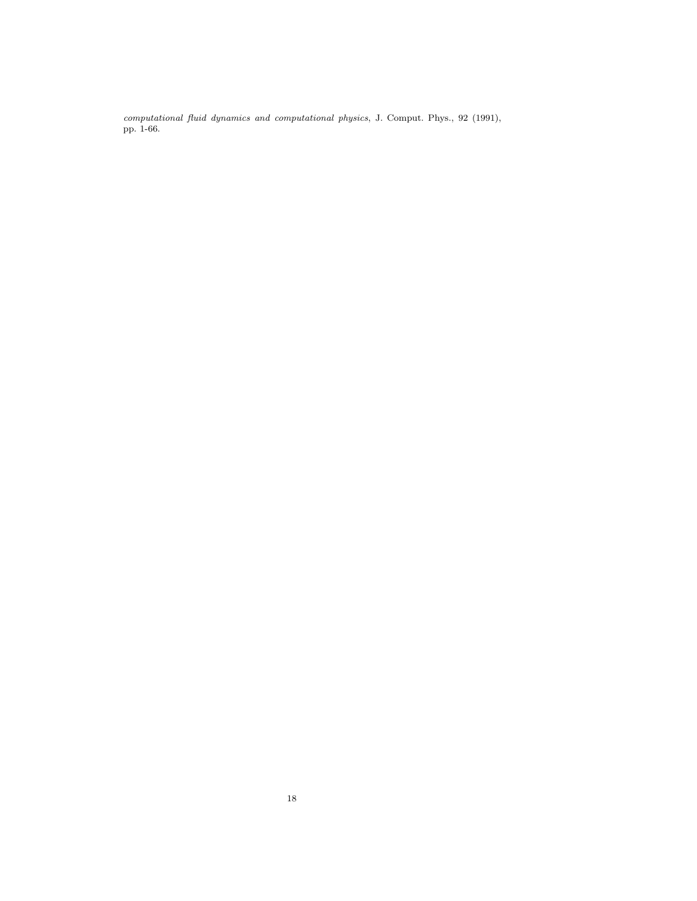*computational fluid dynamics and computational physics*, J. Comput. Phys., 92 (1991), pp. 1-66.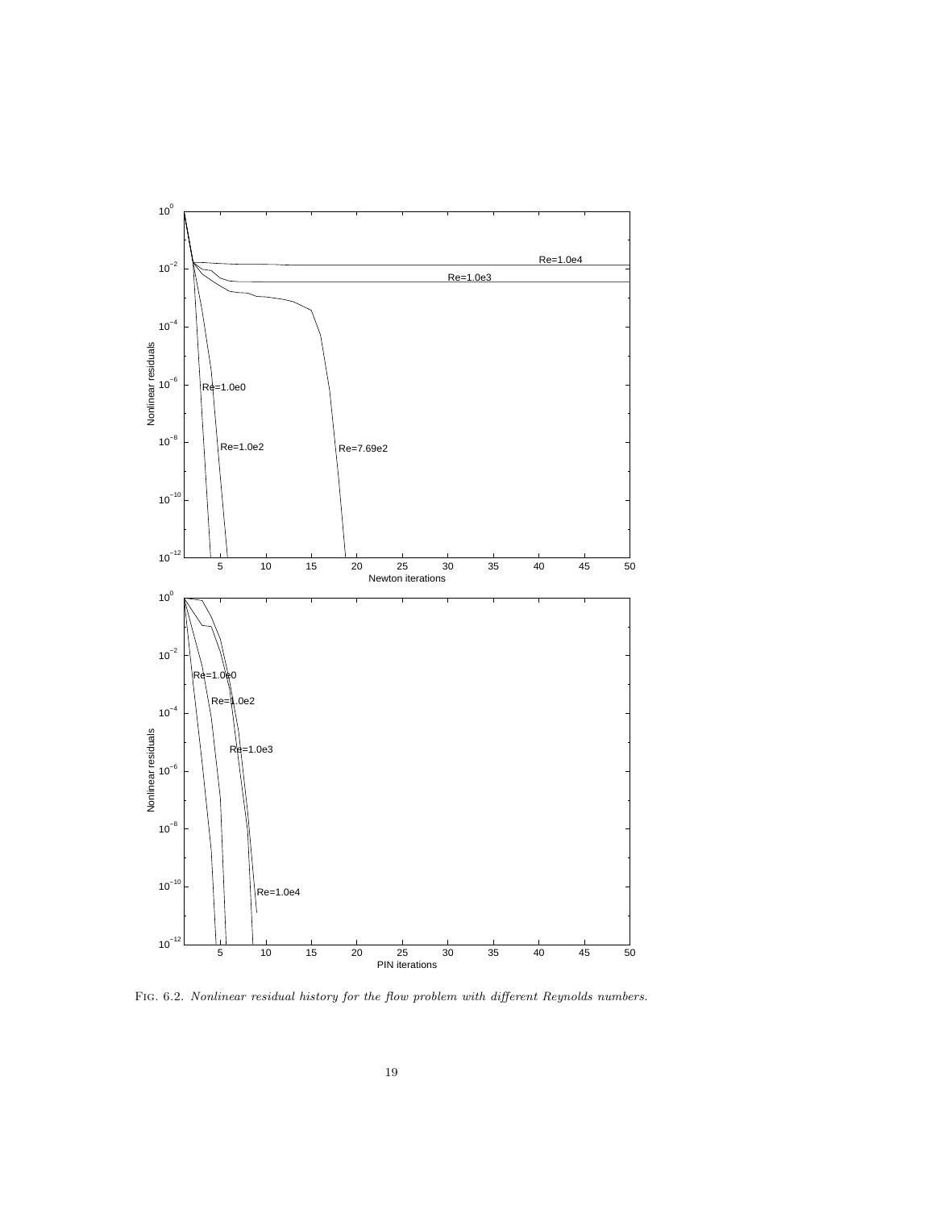Nonlinear residuals

$10^{0}$

$10^{-2}$

$10^{-4}$

$10^{-6}$

$10^{-8}$

$10^{-10}$

$10^{-12}$

5 10 15 20 25 30 35 40 45 50

Newton iterations

Re=1.0e4

Re=1.0e3

Re=1.0e0

Re=1.0e2

Re=7.69e2

Nonlinear residuals

$10^{0}$

$10^{-2}$

$10^{-4}$

$10^{-6}$

$10^{-8}$

$10^{-10}$

$10^{-12}$

5 10 15 20 25 30 35 40 45 50

PIN iterations

Re=1.0e0

Re=1.0e2

Re=1.0e3

Re=1.0e4

FIG. 6.2. *Nonlinear residual history for the flow problem with different Reynolds numbers.*